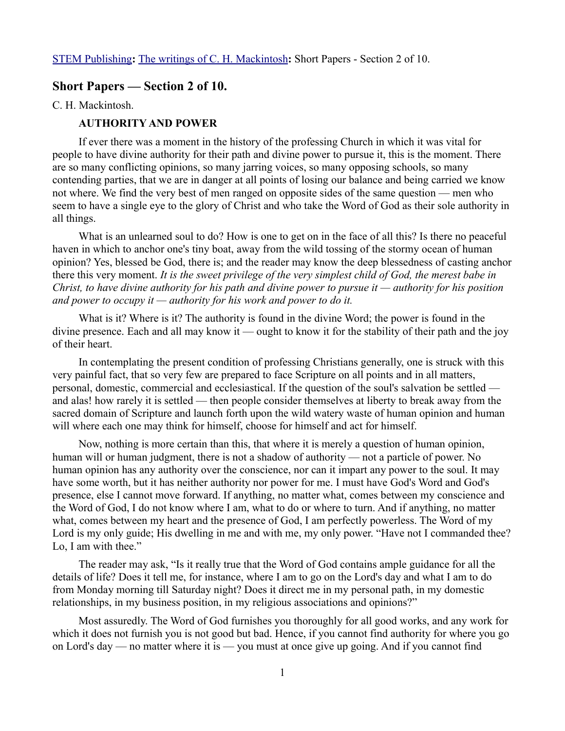[STEM Publishing](#): [The writings of C. H. Mackintosh](#): Short Papers - Section 2 of 10.

## Short Papers — Section 2 of 10.

C. H. Mackintosh.

### AUTHORITY AND POWER

If ever there was a moment in the history of the professing Church in which it was vital for people to have divine authority for their path and divine power to pursue it, this is the moment. There are so many conflicting opinions, so many jarring voices, so many opposing schools, so many contending parties, that we are in danger at all points of losing our balance and being carried we know not where. We find the very best of men ranged on opposite sides of the same question — men who seem to have a single eye to the glory of Christ and who take the Word of God as their sole authority in all things.

What is an unlearned soul to do? How is one to get on in the face of all this? Is there no peaceful haven in which to anchor one's tiny boat, away from the wild tossing of the stormy ocean of human opinion? Yes, blessed be God, there is; and the reader may know the deep blessedness of casting anchor there this very moment. *It is the sweet privilege of the very simplest child of God, the merest babe in Christ, to have divine authority for his path and divine power to pursue it — authority for his position and power to occupy it — authority for his work and power to do it.*

What is it? Where is it? The authority is found in the divine Word; the power is found in the divine presence. Each and all may know it — ought to know it for the stability of their path and the joy of their heart.

In contemplating the present condition of professing Christians generally, one is struck with this very painful fact, that so very few are prepared to face Scripture on all points and in all matters, personal, domestic, commercial and ecclesiastical. If the question of the soul's salvation be settled — and alas! how rarely it is settled — then people consider themselves at liberty to break away from the sacred domain of Scripture and launch forth upon the wild watery waste of human opinion and human will where each one may think for himself, choose for himself and act for himself.

Now, nothing is more certain than this, that where it is merely a question of human opinion, human will or human judgment, there is not a shadow of authority — not a particle of power. No human opinion has any authority over the conscience, nor can it impart any power to the soul. It may have some worth, but it has neither authority nor power for me. I must have God's Word and God's presence, else I cannot move forward. If anything, no matter what, comes between my conscience and the Word of God, I do not know where I am, what to do or where to turn. And if anything, no matter what, comes between my heart and the presence of God, I am perfectly powerless. The Word of my Lord is my only guide; His dwelling in me and with me, my only power. "Have not I commanded thee? Lo, I am with thee."

The reader may ask, "Is it really true that the Word of God contains ample guidance for all the details of life? Does it tell me, for instance, where I am to go on the Lord's day and what I am to do from Monday morning till Saturday night? Does it direct me in my personal path, in my domestic relationships, in my business position, in my religious associations and opinions?"

Most assuredly. The Word of God furnishes you thoroughly for all good works, and any work for which it does not furnish you is not good but bad. Hence, if you cannot find authority for where you go on Lord's day — no matter where it is — you must at once give up going. And if you cannot find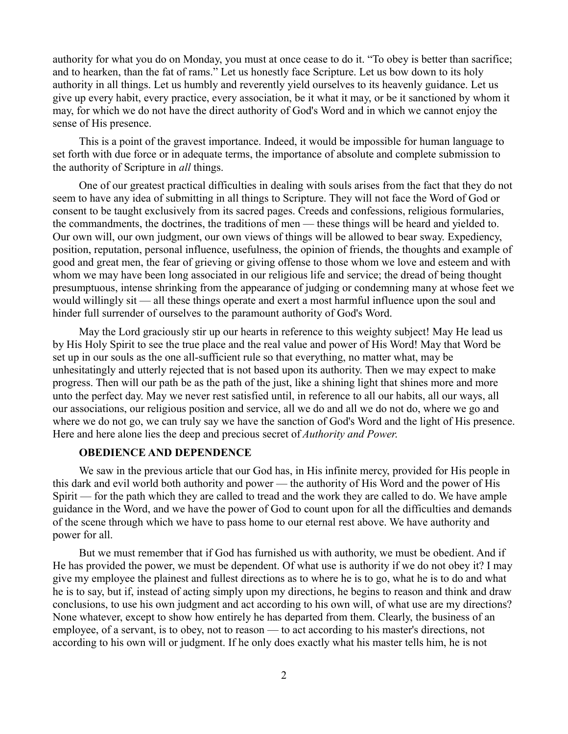authority for what you do on Monday, you must at once cease to do it. "To obey is better than sacrifice; and to hearken, than the fat of rams." Let us honestly face Scripture. Let us bow down to its holy authority in all things. Let us humbly and reverently yield ourselves to its heavenly guidance. Let us give up every habit, every practice, every association, be it what it may, or be it sanctioned by whom it may, for which we do not have the direct authority of God's Word and in which we cannot enjoy the sense of His presence.

This is a point of the gravest importance. Indeed, it would be impossible for human language to set forth with due force or in adequate terms, the importance of absolute and complete submission to the authority of Scripture in *all* things.

One of our greatest practical difficulties in dealing with souls arises from the fact that they do not seem to have any idea of submitting in all things to Scripture. They will not face the Word of God or consent to be taught exclusively from its sacred pages. Creeds and confessions, religious formularies, the commandments, the doctrines, the traditions of men — these things will be heard and yielded to. Our own will, our own judgment, our own views of things will be allowed to bear sway. Expediency, position, reputation, personal influence, usefulness, the opinion of friends, the thoughts and example of good and great men, the fear of grieving or giving offense to those whom we love and esteem and with whom we may have been long associated in our religious life and service; the dread of being thought presumptuous, intense shrinking from the appearance of judging or condemning many at whose feet we would willingly sit — all these things operate and exert a most harmful influence upon the soul and hinder full surrender of ourselves to the paramount authority of God's Word.

May the Lord graciously stir up our hearts in reference to this weighty subject! May He lead us by His Holy Spirit to see the true place and the real value and power of His Word! May that Word be set up in our souls as the one all-sufficient rule so that everything, no matter what, may be unhesitatingly and utterly rejected that is not based upon its authority. Then we may expect to make progress. Then will our path be as the path of the just, like a shining light that shines more and more unto the perfect day. May we never rest satisfied until, in reference to all our habits, all our ways, all our associations, our religious position and service, all we do and all we do not do, where we go and where we do not go, we can truly say we have the sanction of God's Word and the light of His presence. Here and here alone lies the deep and precious secret of *Authority and Power.*

## OBEDIENCE AND DEPENDENCE

We saw in the previous article that our God has, in His infinite mercy, provided for His people in this dark and evil world both authority and power — the authority of His Word and the power of His Spirit — for the path which they are called to tread and the work they are called to do. We have ample guidance in the Word, and we have the power of God to count upon for all the difficulties and demands of the scene through which we have to pass home to our eternal rest above. We have authority and power for all.

But we must remember that if God has furnished us with authority, we must be obedient. And if He has provided the power, we must be dependent. Of what use is authority if we do not obey it? I may give my employee the plainest and fullest directions as to where he is to go, what he is to do and what he is to say, but if, instead of acting simply upon my directions, he begins to reason and think and draw conclusions, to use his own judgment and act according to his own will, of what use are my directions? None whatever, except to show how entirely he has departed from them. Clearly, the business of an employee, of a servant, is to obey, not to reason — to act according to his master's directions, not according to his own will or judgment. If he only does exactly what his master tells him, he is not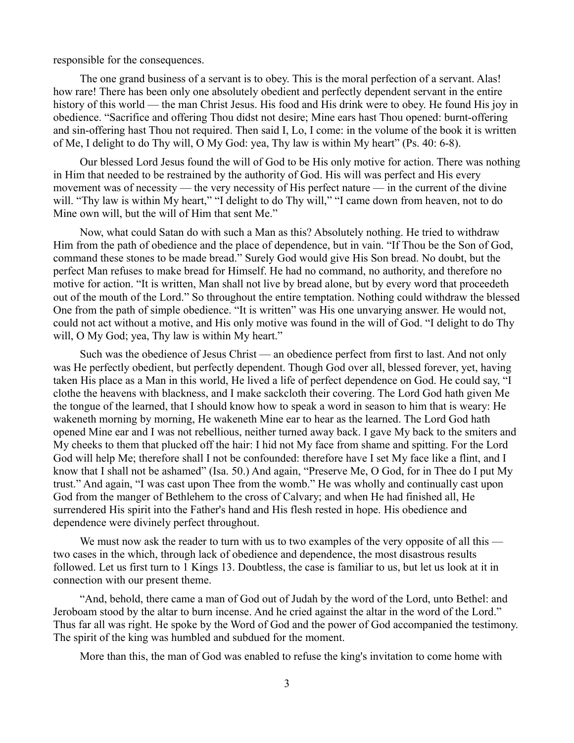responsible for the consequences.

The one grand business of a servant is to obey. This is the moral perfection of a servant. Alas! how rare! There has been only one absolutely obedient and perfectly dependent servant in the entire history of this world — the man Christ Jesus. His food and His drink were to obey. He found His joy in obedience. "Sacrifice and offering Thou didst not desire; Mine ears hast Thou opened: burnt-offering and sin-offering hast Thou not required. Then said I, Lo, I come: in the volume of the book it is written of Me, I delight to do Thy will, O My God: yea, Thy law is within My heart" (Ps. 40: 6-8).

Our blessed Lord Jesus found the will of God to be His only motive for action. There was nothing in Him that needed to be restrained by the authority of God. His will was perfect and His every movement was of necessity — the very necessity of His perfect nature — in the current of the divine will. "Thy law is within My heart," "I delight to do Thy will," "I came down from heaven, not to do Mine own will, but the will of Him that sent Me."

Now, what could Satan do with such a Man as this? Absolutely nothing. He tried to withdraw Him from the path of obedience and the place of dependence, but in vain. "If Thou be the Son of God, command these stones to be made bread." Surely God would give His Son bread. No doubt, but the perfect Man refuses to make bread for Himself. He had no command, no authority, and therefore no motive for action. "It is written, Man shall not live by bread alone, but by every word that proceedeth out of the mouth of the Lord." So throughout the entire temptation. Nothing could withdraw the blessed One from the path of simple obedience. "It is written" was His one unvarying answer. He would not, could not act without a motive, and His only motive was found in the will of God. "I delight to do Thy will, O My God; yea, Thy law is within My heart."

Such was the obedience of Jesus Christ — an obedience perfect from first to last. And not only was He perfectly obedient, but perfectly dependent. Though God over all, blessed forever, yet, having taken His place as a Man in this world, He lived a life of perfect dependence on God. He could say, "I clothe the heavens with blackness, and I make sackcloth their covering. The Lord God hath given Me the tongue of the learned, that I should know how to speak a word in season to him that is weary: He wakeneth morning by morning, He wakeneth Mine ear to hear as the learned. The Lord God hath opened Mine ear and I was not rebellious, neither turned away back. I gave My back to the smiters and My cheeks to them that plucked off the hair: I hid not My face from shame and spitting. For the Lord God will help Me; therefore shall I not be confounded: therefore have I set My face like a flint, and I know that I shall not be ashamed" (Isa. 50.) And again, "Preserve Me, O God, for in Thee do I put My trust." And again, "I was cast upon Thee from the womb." He was wholly and continually cast upon God from the manger of Bethlehem to the cross of Calvary; and when He had finished all, He surrendered His spirit into the Father's hand and His flesh rested in hope. His obedience and dependence were divinely perfect throughout.

We must now ask the reader to turn with us to two examples of the very opposite of all this — two cases in the which, through lack of obedience and dependence, the most disastrous results followed. Let us first turn to 1 Kings 13. Doubtless, the case is familiar to us, but let us look at it in connection with our present theme.

"And, behold, there came a man of God out of Judah by the word of the Lord, unto Bethel: and Jeroboam stood by the altar to burn incense. And he cried against the altar in the word of the Lord." Thus far all was right. He spoke by the Word of God and the power of God accompanied the testimony. The spirit of the king was humbled and subdued for the moment.

More than this, the man of God was enabled to refuse the king's invitation to come home with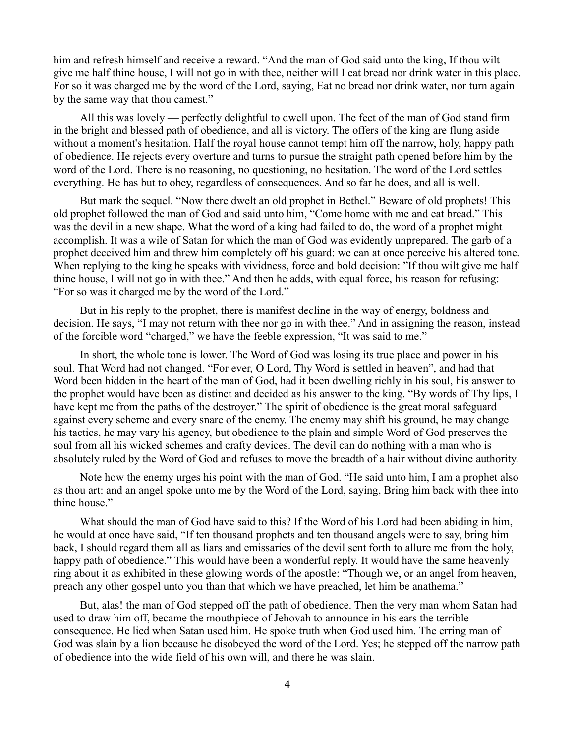him and refresh himself and receive a reward. "And the man of God said unto the king, If thou wilt give me half thine house, I will not go in with thee, neither will I eat bread nor drink water in this place. For so it was charged me by the word of the Lord, saying, Eat no bread nor drink water, nor turn again by the same way that thou camest."

All this was lovely — perfectly delightful to dwell upon. The feet of the man of God stand firm in the bright and blessed path of obedience, and all is victory. The offers of the king are flung aside without a moment's hesitation. Half the royal house cannot tempt him off the narrow, holy, happy path of obedience. He rejects every overture and turns to pursue the straight path opened before him by the word of the Lord. There is no reasoning, no questioning, no hesitation. The word of the Lord settles everything. He has but to obey, regardless of consequences. And so far he does, and all is well.

But mark the sequel. "Now there dwelt an old prophet in Bethel." Beware of old prophets! This old prophet followed the man of God and said unto him, "Come home with me and eat bread." This was the devil in a new shape. What the word of a king had failed to do, the word of a prophet might accomplish. It was a wile of Satan for which the man of God was evidently unprepared. The garb of a prophet deceived him and threw him completely off his guard: we can at once perceive his altered tone. When replying to the king he speaks with vividness, force and bold decision: "If thou wilt give me half thine house, I will not go in with thee." And then he adds, with equal force, his reason for refusing: "For so was it charged me by the word of the Lord."

But in his reply to the prophet, there is manifest decline in the way of energy, boldness and decision. He says, "I may not return with thee nor go in with thee." And in assigning the reason, instead of the forcible word "charged," we have the feeble expression, "It was said to me."

In short, the whole tone is lower. The Word of God was losing its true place and power in his soul. That Word had not changed. "For ever, O Lord, Thy Word is settled in heaven", and had that Word been hidden in the heart of the man of God, had it been dwelling richly in his soul, his answer to the prophet would have been as distinct and decided as his answer to the king. "By words of Thy lips, I have kept me from the paths of the destroyer." The spirit of obedience is the great moral safeguard against every scheme and every snare of the enemy. The enemy may shift his ground, he may change his tactics, he may vary his agency, but obedience to the plain and simple Word of God preserves the soul from all his wicked schemes and crafty devices. The devil can do nothing with a man who is absolutely ruled by the Word of God and refuses to move the breadth of a hair without divine authority.

Note how the enemy urges his point with the man of God. "He said unto him, I am a prophet also as thou art: and an angel spoke unto me by the Word of the Lord, saying, Bring him back with thee into thine house."

What should the man of God have said to this? If the Word of his Lord had been abiding in him, he would at once have said, "If ten thousand prophets and ten thousand angels were to say, bring him back, I should regard them all as liars and emissaries of the devil sent forth to allure me from the holy, happy path of obedience." This would have been a wonderful reply. It would have the same heavenly ring about it as exhibited in these glowing words of the apostle: "Though we, or an angel from heaven, preach any other gospel unto you than that which we have preached, let him be anathema."

But, alas! the man of God stepped off the path of obedience. Then the very man whom Satan had used to draw him off, became the mouthpiece of Jehovah to announce in his ears the terrible consequence. He lied when Satan used him. He spoke truth when God used him. The erring man of God was slain by a lion because he disobeyed the word of the Lord. Yes; he stepped off the narrow path of obedience into the wide field of his own will, and there he was slain.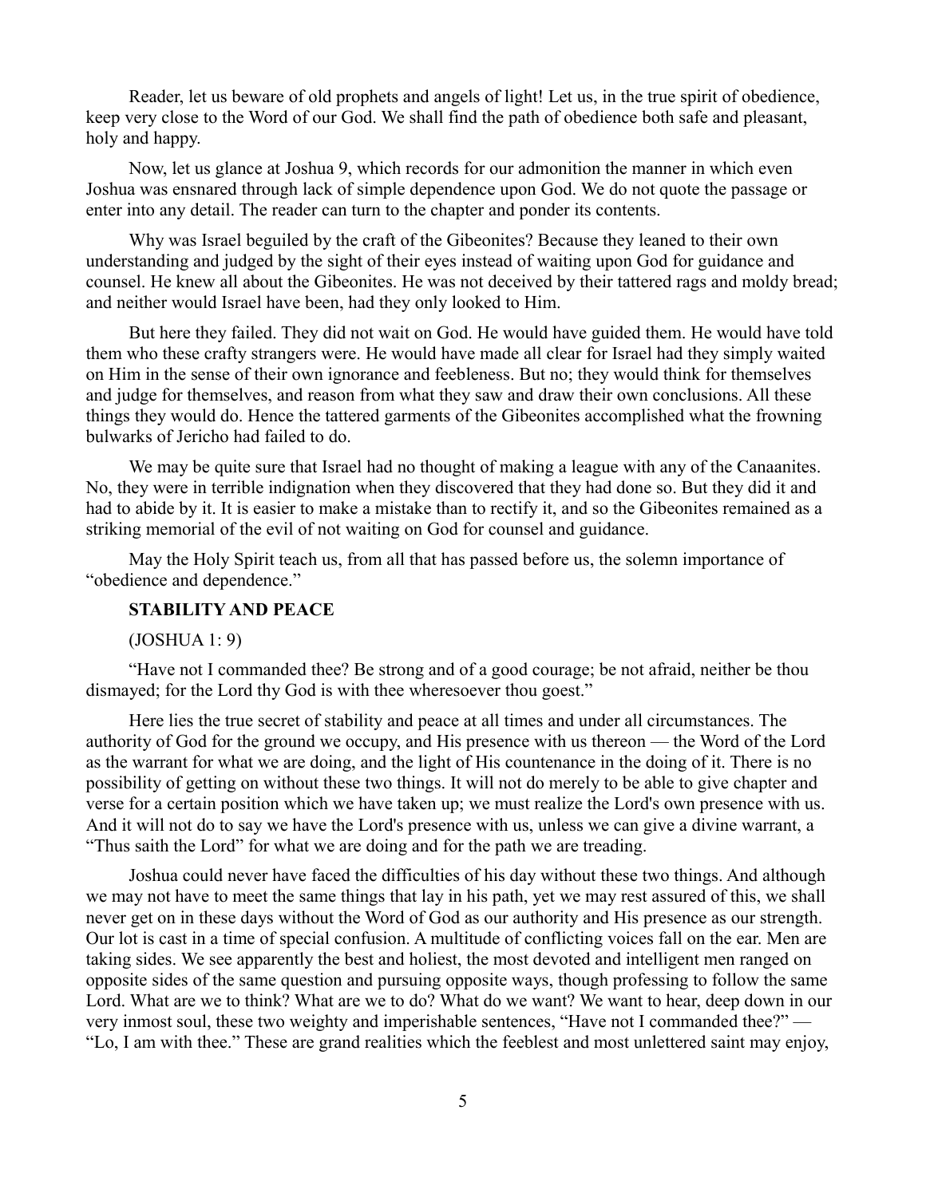Reader, let us beware of old prophets and angels of light! Let us, in the true spirit of obedience, keep very close to the Word of our God. We shall find the path of obedience both safe and pleasant, holy and happy.

Now, let us glance at Joshua 9, which records for our admonition the manner in which even Joshua was ensnared through lack of simple dependence upon God. We do not quote the passage or enter into any detail. The reader can turn to the chapter and ponder its contents.

Why was Israel beguiled by the craft of the Gibeonites? Because they leaned to their own understanding and judged by the sight of their eyes instead of waiting upon God for guidance and counsel. He knew all about the Gibeonites. He was not deceived by their tattered rags and moldy bread; and neither would Israel have been, had they only looked to Him.

But here they failed. They did not wait on God. He would have guided them. He would have told them who these crafty strangers were. He would have made all clear for Israel had they simply waited on Him in the sense of their own ignorance and feebleness. But no; they would think for themselves and judge for themselves, and reason from what they saw and draw their own conclusions. All these things they would do. Hence the tattered garments of the Gibeonites accomplished what the frowning bulwarks of Jericho had failed to do.

We may be quite sure that Israel had no thought of making a league with any of the Canaanites. No, they were in terrible indignation when they discovered that they had done so. But they did it and had to abide by it. It is easier to make a mistake than to rectify it, and so the Gibeonites remained as a striking memorial of the evil of not waiting on God for counsel and guidance.

May the Holy Spirit teach us, from all that has passed before us, the solemn importance of "obedience and dependence."

## STABILITY AND PEACE

(JOSHUA 1: 9)

"Have not I commanded thee? Be strong and of a good courage; be not afraid, neither be thou dismayed; for the Lord thy God is with thee wheresoever thou goest."

Here lies the true secret of stability and peace at all times and under all circumstances. The authority of God for the ground we occupy, and His presence with us thereon — the Word of the Lord as the warrant for what we are doing, and the light of His countenance in the doing of it. There is no possibility of getting on without these two things. It will not do merely to be able to give chapter and verse for a certain position which we have taken up; we must realize the Lord's own presence with us. And it will not do to say we have the Lord's presence with us, unless we can give a divine warrant, a "Thus saith the Lord" for what we are doing and for the path we are treading.

Joshua could never have faced the difficulties of his day without these two things. And although we may not have to meet the same things that lay in his path, yet we may rest assured of this, we shall never get on in these days without the Word of God as our authority and His presence as our strength. Our lot is cast in a time of special confusion. A multitude of conflicting voices fall on the ear. Men are taking sides. We see apparently the best and holiest, the most devoted and intelligent men ranged on opposite sides of the same question and pursuing opposite ways, though professing to follow the same Lord. What are we to think? What are we to do? What do we want? We want to hear, deep down in our very inmost soul, these two weighty and imperishable sentences, "Have not I commanded thee?" — "Lo, I am with thee." These are grand realities which the feeblest and most unlettered saint may enjoy,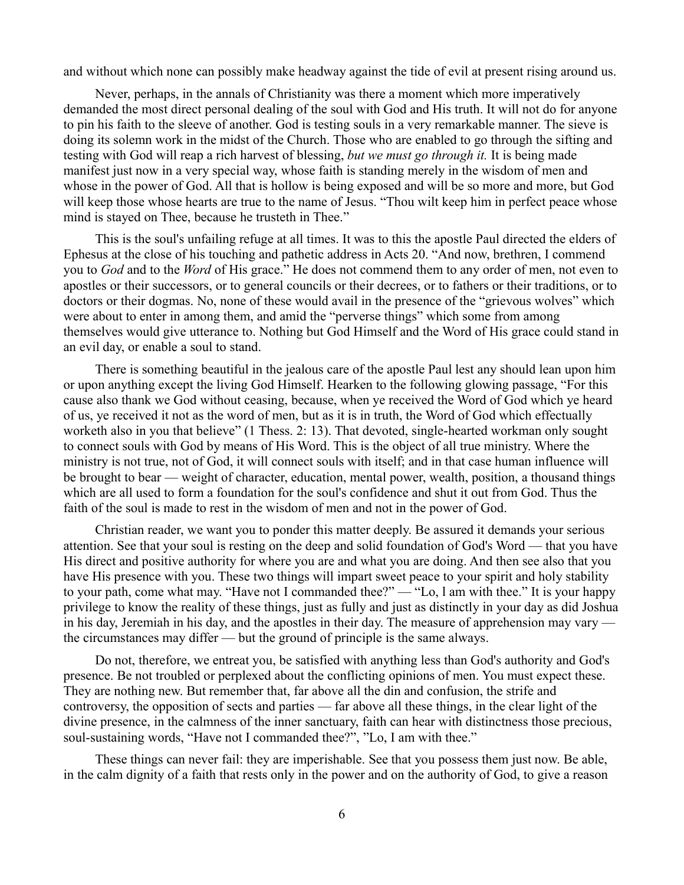and without which none can possibly make headway against the tide of evil at present rising around us.

Never, perhaps, in the annals of Christianity was there a moment which more imperatively demanded the most direct personal dealing of the soul with God and His truth. It will not do for anyone to pin his faith to the sleeve of another. God is testing souls in a very remarkable manner. The sieve is doing its solemn work in the midst of the Church. Those who are enabled to go through the sifting and testing with God will reap a rich harvest of blessing, *but we must go through it.* It is being made manifest just now in a very special way, whose faith is standing merely in the wisdom of men and whose in the power of God. All that is hollow is being exposed and will be so more and more, but God will keep those whose hearts are true to the name of Jesus. "Thou wilt keep him in perfect peace whose mind is stayed on Thee, because he trusteth in Thee."

This is the soul's unfailing refuge at all times. It was to this the apostle Paul directed the elders of Ephesus at the close of his touching and pathetic address in Acts 20. "And now, brethren, I commend you to *God* and to the *Word* of His grace." He does not commend them to any order of men, not even to apostles or their successors, or to general councils or their decrees, or to fathers or their traditions, or to doctors or their dogmas. No, none of these would avail in the presence of the "grievous wolves" which were about to enter in among them, and amid the "perverse things" which some from among themselves would give utterance to. Nothing but God Himself and the Word of His grace could stand in an evil day, or enable a soul to stand.

There is something beautiful in the jealous care of the apostle Paul lest any should lean upon him or upon anything except the living God Himself. Hearken to the following glowing passage, "For this cause also thank we God without ceasing, because, when ye received the Word of God which ye heard of us, ye received it not as the word of men, but as it is in truth, the Word of God which effectually worketh also in you that believe" (1 Thess. 2: 13). That devoted, single-hearted workman only sought to connect souls with God by means of His Word. This is the object of all true ministry. Where the ministry is not true, not of God, it will connect souls with itself; and in that case human influence will be brought to bear — weight of character, education, mental power, wealth, position, a thousand things which are all used to form a foundation for the soul's confidence and shut it out from God. Thus the faith of the soul is made to rest in the wisdom of men and not in the power of God.

Christian reader, we want you to ponder this matter deeply. Be assured it demands your serious attention. See that your soul is resting on the deep and solid foundation of God's Word — that you have His direct and positive authority for where you are and what you are doing. And then see also that you have His presence with you. These two things will impart sweet peace to your spirit and holy stability to your path, come what may. "Have not I commanded thee?" — "Lo, l am with thee." It is your happy privilege to know the reality of these things, just as fully and just as distinctly in your day as did Joshua in his day, Jeremiah in his day, and the apostles in their day. The measure of apprehension may vary — the circumstances may differ — but the ground of principle is the same always.

Do not, therefore, we entreat you, be satisfied with anything less than God's authority and God's presence. Be not troubled or perplexed about the conflicting opinions of men. You must expect these. They are nothing new. But remember that, far above all the din and confusion, the strife and controversy, the opposition of sects and parties — far above all these things, in the clear light of the divine presence, in the calmness of the inner sanctuary, faith can hear with distinctness those precious, soul-sustaining words, "Have not I commanded thee?", "Lo, I am with thee."

These things can never fail: they are imperishable. See that you possess them just now. Be able, in the calm dignity of a faith that rests only in the power and on the authority of God, to give a reason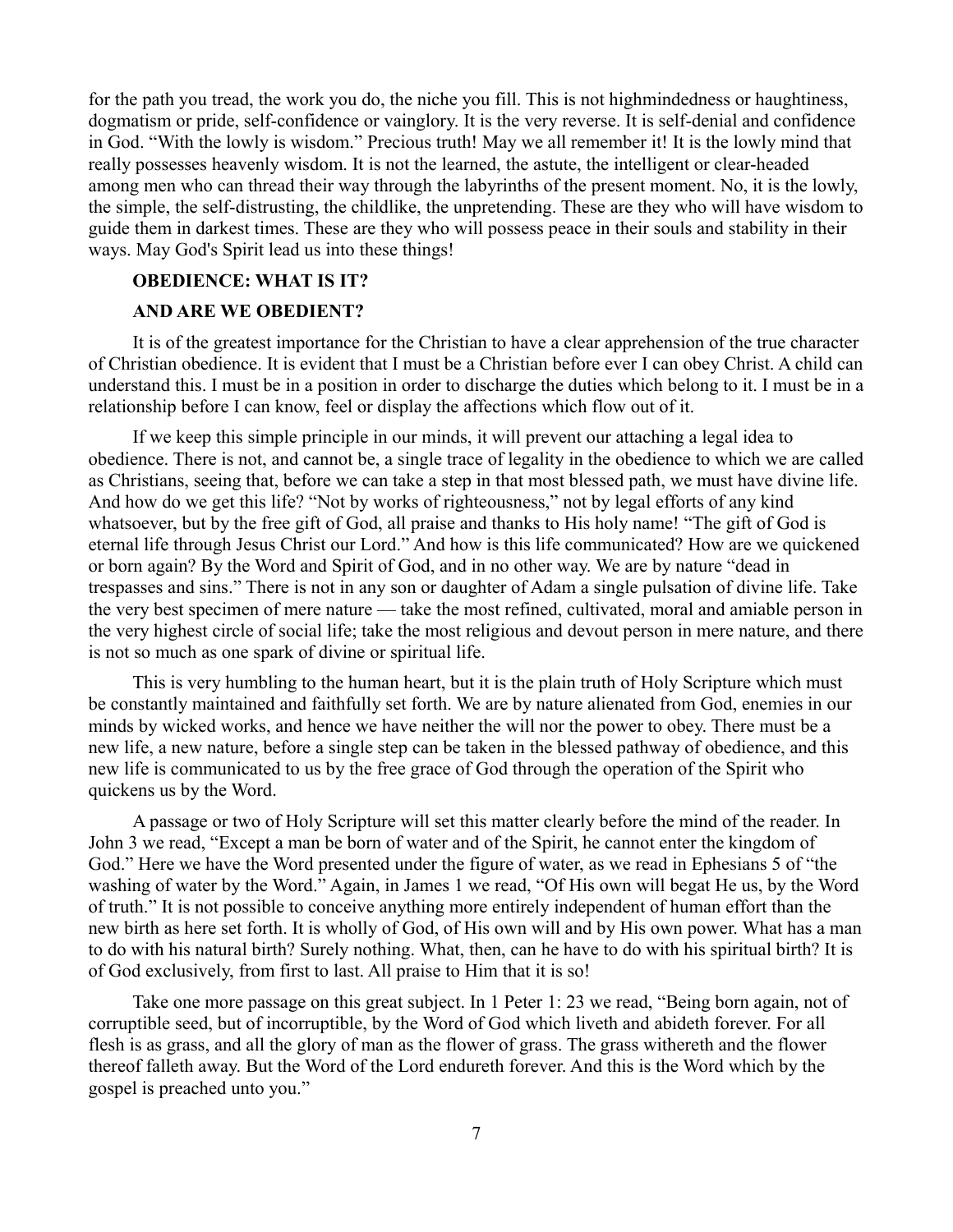for the path you tread, the work you do, the niche you fill. This is not highmindedness or haughtiness, dogmatism or pride, self-confidence or vainglory. It is the very reverse. It is self-denial and confidence in God. "With the lowly is wisdom." Precious truth! May we all remember it! It is the lowly mind that really possesses heavenly wisdom. It is not the learned, the astute, the intelligent or clear-headed among men who can thread their way through the labyrinths of the present moment. No, it is the lowly, the simple, the self-distrusting, the childlike, the unpretending. These are they who will have wisdom to guide them in darkest times. These are they who will possess peace in their souls and stability in their ways. May God's Spirit lead us into these things!

## OBEDIENCE: WHAT IS IT?

## AND ARE WE OBEDIENT?

It is of the greatest importance for the Christian to have a clear apprehension of the true character of Christian obedience. It is evident that I must be a Christian before ever I can obey Christ. A child can understand this. I must be in a position in order to discharge the duties which belong to it. I must be in a relationship before I can know, feel or display the affections which flow out of it.

If we keep this simple principle in our minds, it will prevent our attaching a legal idea to obedience. There is not, and cannot be, a single trace of legality in the obedience to which we are called as Christians, seeing that, before we can take a step in that most blessed path, we must have divine life. And how do we get this life? "Not by works of righteousness," not by legal efforts of any kind whatsoever, but by the free gift of God, all praise and thanks to His holy name! "The gift of God is eternal life through Jesus Christ our Lord." And how is this life communicated? How are we quickened or born again? By the Word and Spirit of God, and in no other way. We are by nature "dead in trespasses and sins." There is not in any son or daughter of Adam a single pulsation of divine life. Take the very best specimen of mere nature — take the most refined, cultivated, moral and amiable person in the very highest circle of social life; take the most religious and devout person in mere nature, and there is not so much as one spark of divine or spiritual life.

This is very humbling to the human heart, but it is the plain truth of Holy Scripture which must be constantly maintained and faithfully set forth. We are by nature alienated from God, enemies in our minds by wicked works, and hence we have neither the will nor the power to obey. There must be a new life, a new nature, before a single step can be taken in the blessed pathway of obedience, and this new life is communicated to us by the free grace of God through the operation of the Spirit who quickens us by the Word.

A passage or two of Holy Scripture will set this matter clearly before the mind of the reader. In John 3 we read, "Except a man be born of water and of the Spirit, he cannot enter the kingdom of God." Here we have the Word presented under the figure of water, as we read in Ephesians 5 of "the washing of water by the Word." Again, in James 1 we read, "Of His own will begat He us, by the Word of truth." It is not possible to conceive anything more entirely independent of human effort than the new birth as here set forth. It is wholly of God, of His own will and by His own power. What has a man to do with his natural birth? Surely nothing. What, then, can he have to do with his spiritual birth? It is of God exclusively, from first to last. All praise to Him that it is so!

Take one more passage on this great subject. In 1 Peter 1: 23 we read, "Being born again, not of corruptible seed, but of incorruptible, by the Word of God which liveth and abideth forever. For all flesh is as grass, and all the glory of man as the flower of grass. The grass withereth and the flower thereof falleth away. But the Word of the Lord endureth forever. And this is the Word which by the gospel is preached unto you."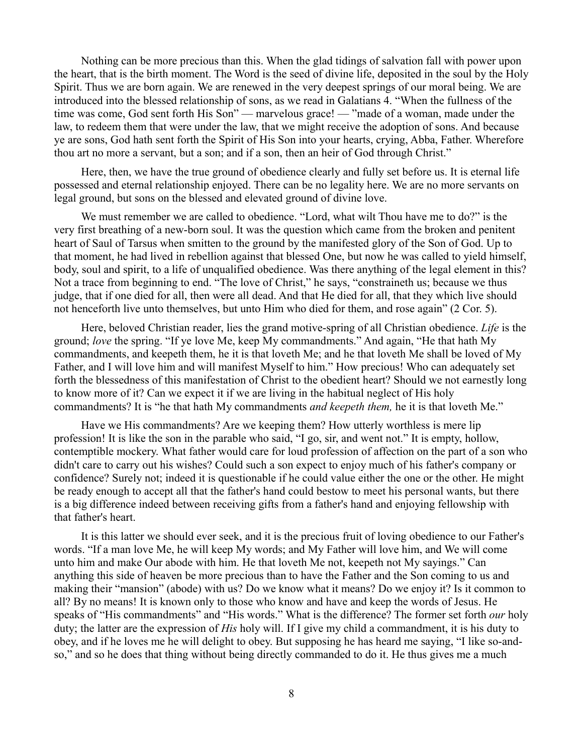Nothing can be more precious than this. When the glad tidings of salvation fall with power upon the heart, that is the birth moment. The Word is the seed of divine life, deposited in the soul by the Holy Spirit. Thus we are born again. We are renewed in the very deepest springs of our moral being. We are introduced into the blessed relationship of sons, as we read in Galatians 4. "When the fullness of the time was come, God sent forth His Son" — marvelous grace! — "made of a woman, made under the law, to redeem them that were under the law, that we might receive the adoption of sons. And because ye are sons, God hath sent forth the Spirit of His Son into your hearts, crying, Abba, Father. Wherefore thou art no more a servant, but a son; and if a son, then an heir of God through Christ."

Here, then, we have the true ground of obedience clearly and fully set before us. It is eternal life possessed and eternal relationship enjoyed. There can be no legality here. We are no more servants on legal ground, but sons on the blessed and elevated ground of divine love.

We must remember we are called to obedience. "Lord, what wilt Thou have me to do?" is the very first breathing of a new-born soul. It was the question which came from the broken and penitent heart of Saul of Tarsus when smitten to the ground by the manifested glory of the Son of God. Up to that moment, he had lived in rebellion against that blessed One, but now he was called to yield himself, body, soul and spirit, to a life of unqualified obedience. Was there anything of the legal element in this? Not a trace from beginning to end. "The love of Christ," he says, "constraineth us; because we thus judge, that if one died for all, then were all dead. And that He died for all, that they which live should not henceforth live unto themselves, but unto Him who died for them, and rose again" (2 Cor. 5).

Here, beloved Christian reader, lies the grand motive-spring of all Christian obedience. *Life* is the ground; *love* the spring. "If ye love Me, keep My commandments." And again, "He that hath My commandments, and keepeth them, he it is that loveth Me; and he that loveth Me shall be loved of My Father, and I will love him and will manifest Myself to him." How precious! Who can adequately set forth the blessedness of this manifestation of Christ to the obedient heart? Should we not earnestly long to know more of it? Can we expect it if we are living in the habitual neglect of His holy commandments? It is "he that hath My commandments *and keepeth them,* he it is that loveth Me."

Have we His commandments? Are we keeping them? How utterly worthless is mere lip profession! It is like the son in the parable who said, "I go, sir, and went not." It is empty, hollow, contemptible mockery. What father would care for loud profession of affection on the part of a son who didn't care to carry out his wishes? Could such a son expect to enjoy much of his father's company or confidence? Surely not; indeed it is questionable if he could value either the one or the other. He might be ready enough to accept all that the father's hand could bestow to meet his personal wants, but there is a big difference indeed between receiving gifts from a father's hand and enjoying fellowship with that father's heart.

It is this latter we should ever seek, and it is the precious fruit of loving obedience to our Father's words. "If a man love Me, he will keep My words; and My Father will love him, and We will come unto him and make Our abode with him. He that loveth Me not, keepeth not My sayings." Can anything this side of heaven be more precious than to have the Father and the Son coming to us and making their "mansion" (abode) with us? Do we know what it means? Do we enjoy it? Is it common to all? By no means! It is known only to those who know and have and keep the words of Jesus. He speaks of "His commandments" and "His words." What is the difference? The former set forth *our* holy duty; the latter are the expression of *His* holy will. If I give my child a commandment, it is his duty to obey, and if he loves me he will delight to obey. But supposing he has heard me saying, "I like so-and-so," and so he does that thing without being directly commanded to do it. He thus gives me a much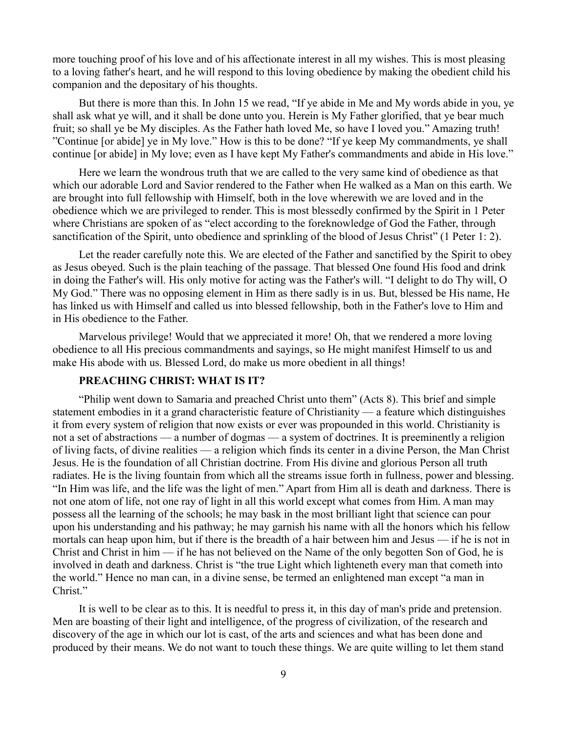more touching proof of his love and of his affectionate interest in all my wishes. This is most pleasing to a loving father's heart, and he will respond to this loving obedience by making the obedient child his companion and the depositary of his thoughts.

But there is more than this. In John 15 we read, "If ye abide in Me and My words abide in you, ye shall ask what ye will, and it shall be done unto you. Herein is My Father glorified, that ye bear much fruit; so shall ye be My disciples. As the Father hath loved Me, so have I loved you." Amazing truth! "Continue [or abide] ye in My love." How is this to be done? "If ye keep My commandments, ye shall continue [or abide] in My love; even as I have kept My Father's commandments and abide in His love."

Here we learn the wondrous truth that we are called to the very same kind of obedience as that which our adorable Lord and Savior rendered to the Father when He walked as a Man on this earth. We are brought into full fellowship with Himself, both in the love wherewith we are loved and in the obedience which we are privileged to render. This is most blessedly confirmed by the Spirit in 1 Peter where Christians are spoken of as "elect according to the foreknowledge of God the Father, through sanctification of the Spirit, unto obedience and sprinkling of the blood of Jesus Christ" (1 Peter 1: 2).

Let the reader carefully note this. We are elected of the Father and sanctified by the Spirit to obey as Jesus obeyed. Such is the plain teaching of the passage. That blessed One found His food and drink in doing the Father's will. His only motive for acting was the Father's will. "I delight to do Thy will, O My God." There was no opposing element in Him as there sadly is in us. But, blessed be His name, He has linked us with Himself and called us into blessed fellowship, both in the Father's love to Him and in His obedience to the Father.

Marvelous privilege! Would that we appreciated it more! Oh, that we rendered a more loving obedience to all His precious commandments and sayings, so He might manifest Himself to us and make His abode with us. Blessed Lord, do make us more obedient in all things!

## PREACHING CHRIST: WHAT IS IT?

"Philip went down to Samaria and preached Christ unto them" (Acts 8). This brief and simple statement embodies in it a grand characteristic feature of Christianity — a feature which distinguishes it from every system of religion that now exists or ever was propounded in this world. Christianity is not a set of abstractions — a number of dogmas — a system of doctrines. It is preeminently a religion of living facts, of divine realities — a religion which finds its center in a divine Person, the Man Christ Jesus. He is the foundation of all Christian doctrine. From His divine and glorious Person all truth radiates. He is the living fountain from which all the streams issue forth in fullness, power and blessing. "In Him was life, and the life was the light of men." Apart from Him all is death and darkness. There is not one atom of life, not one ray of light in all this world except what comes from Him. A man may possess all the learning of the schools; he may bask in the most brilliant light that science can pour upon his understanding and his pathway; he may garnish his name with all the honors which his fellow mortals can heap upon him, but if there is the breadth of a hair between him and Jesus — if he is not in Christ and Christ in him — if he has not believed on the Name of the only begotten Son of God, he is involved in death and darkness. Christ is "the true Light which lighteneth every man that cometh into the world." Hence no man can, in a divine sense, be termed an enlightened man except "a man in Christ."

It is well to be clear as to this. It is needful to press it, in this day of man's pride and pretension. Men are boasting of their light and intelligence, of the progress of civilization, of the research and discovery of the age in which our lot is cast, of the arts and sciences and what has been done and produced by their means. We do not want to touch these things. We are quite willing to let them stand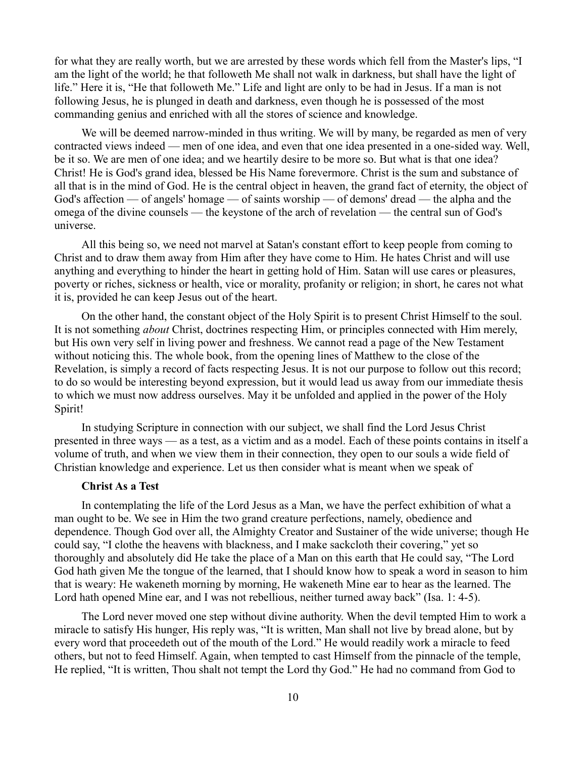for what they are really worth, but we are arrested by these words which fell from the Master's lips, "I am the light of the world; he that followeth Me shall not walk in darkness, but shall have the light of life." Here it is, "He that followeth Me." Life and light are only to be had in Jesus. If a man is not following Jesus, he is plunged in death and darkness, even though he is possessed of the most commanding genius and enriched with all the stores of science and knowledge.

We will be deemed narrow-minded in thus writing. We will by many, be regarded as men of very contracted views indeed — men of one idea, and even that one idea presented in a one-sided way. Well, be it so. We are men of one idea; and we heartily desire to be more so. But what is that one idea? Christ! He is God's grand idea, blessed be His Name forevermore. Christ is the sum and substance of all that is in the mind of God. He is the central object in heaven, the grand fact of eternity, the object of God's affection — of angels' homage — of saints worship — of demons' dread — the alpha and the omega of the divine counsels — the keystone of the arch of revelation — the central sun of God's universe.

All this being so, we need not marvel at Satan's constant effort to keep people from coming to Christ and to draw them away from Him after they have come to Him. He hates Christ and will use anything and everything to hinder the heart in getting hold of Him. Satan will use cares or pleasures, poverty or riches, sickness or health, vice or morality, profanity or religion; in short, he cares not what it is, provided he can keep Jesus out of the heart.

On the other hand, the constant object of the Holy Spirit is to present Christ Himself to the soul. It is not something *about* Christ, doctrines respecting Him, or principles connected with Him merely, but His own very self in living power and freshness. We cannot read a page of the New Testament without noticing this. The whole book, from the opening lines of Matthew to the close of the Revelation, is simply a record of facts respecting Jesus. It is not our purpose to follow out this record; to do so would be interesting beyond expression, but it would lead us away from our immediate thesis to which we must now address ourselves. May it be unfolded and applied in the power of the Holy Spirit!

In studying Scripture in connection with our subject, we shall find the Lord Jesus Christ presented in three ways — as a test, as a victim and as a model. Each of these points contains in itself a volume of truth, and when we view them in their connection, they open to our souls a wide field of Christian knowledge and experience. Let us then consider what is meant when we speak of

### Christ As a Test

In contemplating the life of the Lord Jesus as a Man, we have the perfect exhibition of what a man ought to be. We see in Him the two grand creature perfections, namely, obedience and dependence. Though God over all, the Almighty Creator and Sustainer of the wide universe; though He could say, "I clothe the heavens with blackness, and I make sackcloth their covering," yet so thoroughly and absolutely did He take the place of a Man on this earth that He could say, "The Lord God hath given Me the tongue of the learned, that I should know how to speak a word in season to him that is weary: He wakeneth morning by morning, He wakeneth Mine ear to hear as the learned. The Lord hath opened Mine ear, and I was not rebellious, neither turned away back" (Isa. 1: 4-5).

The Lord never moved one step without divine authority. When the devil tempted Him to work a miracle to satisfy His hunger, His reply was, "It is written, Man shall not live by bread alone, but by every word that proceedeth out of the mouth of the Lord." He would readily work a miracle to feed others, but not to feed Himself. Again, when tempted to cast Himself from the pinnacle of the temple, He replied, "It is written, Thou shalt not tempt the Lord thy God." He had no command from God to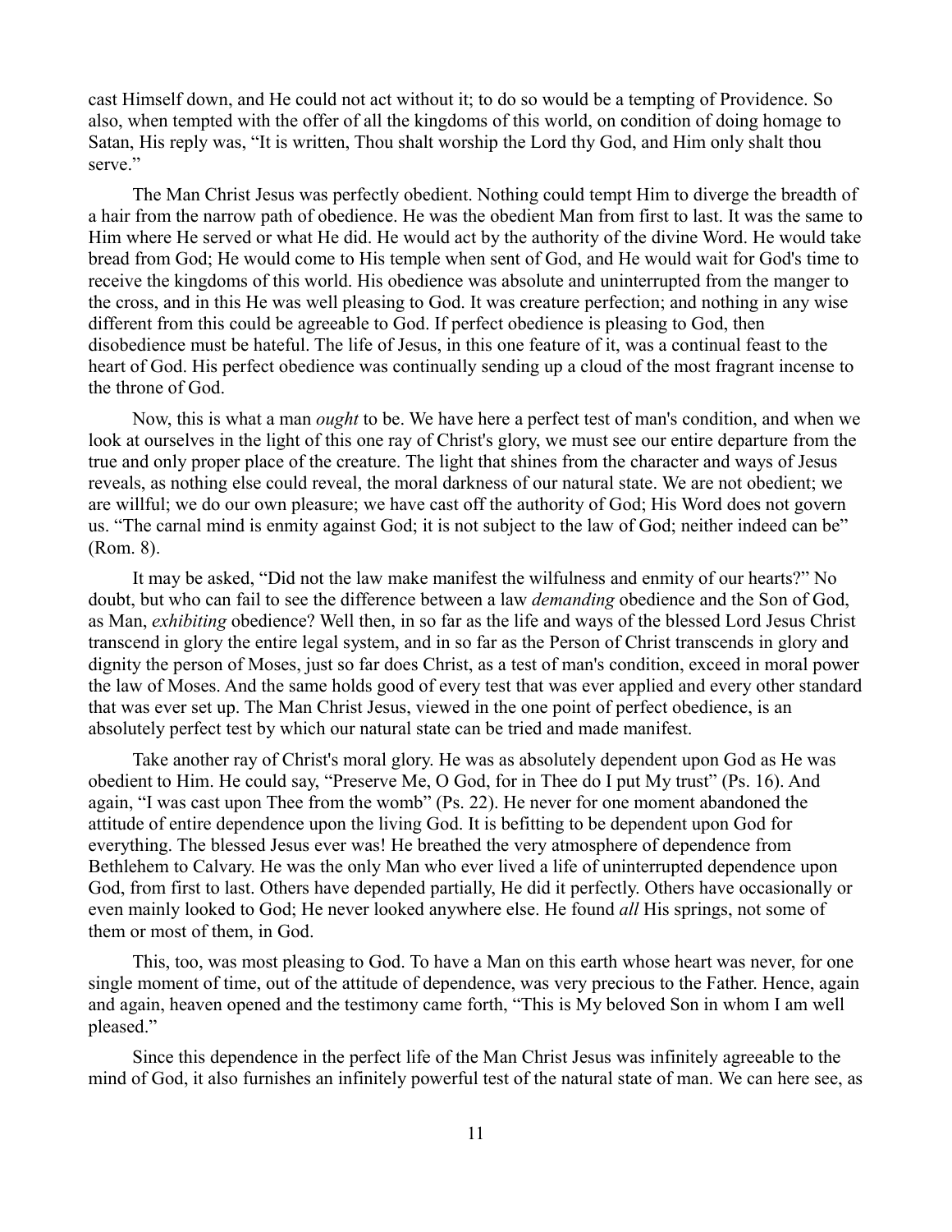cast Himself down, and He could not act without it; to do so would be a tempting of Providence. So also, when tempted with the offer of all the kingdoms of this world, on condition of doing homage to Satan, His reply was, "It is written, Thou shalt worship the Lord thy God, and Him only shalt thou serve."

The Man Christ Jesus was perfectly obedient. Nothing could tempt Him to diverge the breadth of a hair from the narrow path of obedience. He was the obedient Man from first to last. It was the same to Him where He served or what He did. He would act by the authority of the divine Word. He would take bread from God; He would come to His temple when sent of God, and He would wait for God's time to receive the kingdoms of this world. His obedience was absolute and uninterrupted from the manger to the cross, and in this He was well pleasing to God. It was creature perfection; and nothing in any wise different from this could be agreeable to God. If perfect obedience is pleasing to God, then disobedience must be hateful. The life of Jesus, in this one feature of it, was a continual feast to the heart of God. His perfect obedience was continually sending up a cloud of the most fragrant incense to the throne of God.

Now, this is what a man *ought* to be. We have here a perfect test of man's condition, and when we look at ourselves in the light of this one ray of Christ's glory, we must see our entire departure from the true and only proper place of the creature. The light that shines from the character and ways of Jesus reveals, as nothing else could reveal, the moral darkness of our natural state. We are not obedient; we are willful; we do our own pleasure; we have cast off the authority of God; His Word does not govern us. "The carnal mind is enmity against God; it is not subject to the law of God; neither indeed can be" (Rom. 8).

It may be asked, "Did not the law make manifest the wilfulness and enmity of our hearts?" No doubt, but who can fail to see the difference between a law *demanding* obedience and the Son of God, as Man, *exhibiting* obedience? Well then, in so far as the life and ways of the blessed Lord Jesus Christ transcend in glory the entire legal system, and in so far as the Person of Christ transcends in glory and dignity the person of Moses, just so far does Christ, as a test of man's condition, exceed in moral power the law of Moses. And the same holds good of every test that was ever applied and every other standard that was ever set up. The Man Christ Jesus, viewed in the one point of perfect obedience, is an absolutely perfect test by which our natural state can be tried and made manifest.

Take another ray of Christ's moral glory. He was as absolutely dependent upon God as He was obedient to Him. He could say, "Preserve Me, O God, for in Thee do I put My trust" (Ps. 16). And again, "I was cast upon Thee from the womb" (Ps. 22). He never for one moment abandoned the attitude of entire dependence upon the living God. It is befitting to be dependent upon God for everything. The blessed Jesus ever was! He breathed the very atmosphere of dependence from Bethlehem to Calvary. He was the only Man who ever lived a life of uninterrupted dependence upon God, from first to last. Others have depended partially, He did it perfectly. Others have occasionally or even mainly looked to God; He never looked anywhere else. He found *all* His springs, not some of them or most of them, in God.

This, too, was most pleasing to God. To have a Man on this earth whose heart was never, for one single moment of time, out of the attitude of dependence, was very precious to the Father. Hence, again and again, heaven opened and the testimony came forth, "This is My beloved Son in whom I am well pleased."

Since this dependence in the perfect life of the Man Christ Jesus was infinitely agreeable to the mind of God, it also furnishes an infinitely powerful test of the natural state of man. We can here see, as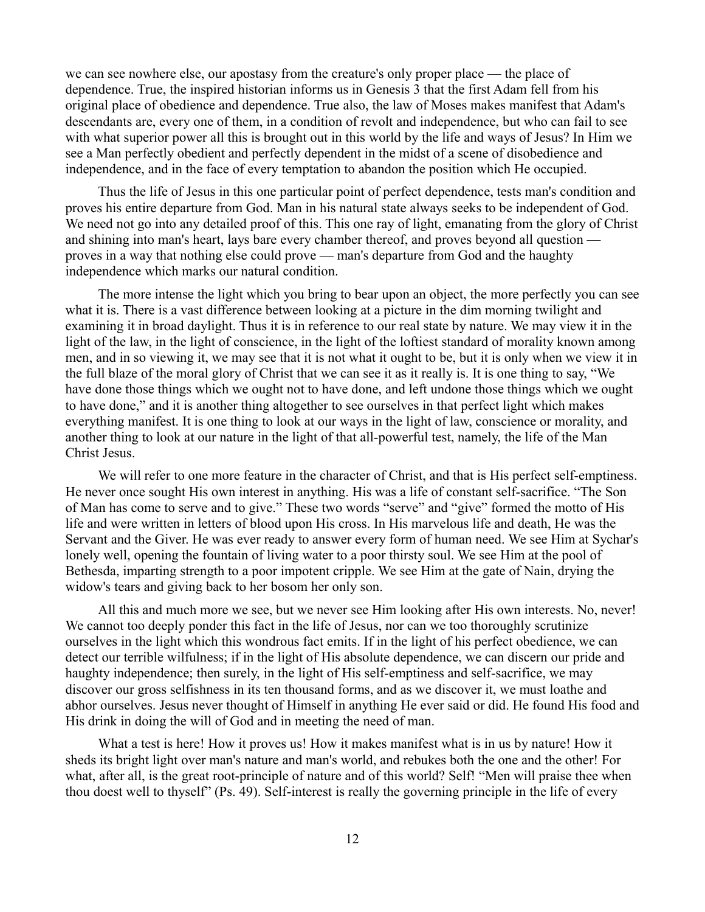we can see nowhere else, our apostasy from the creature's only proper place — the place of dependence. True, the inspired historian informs us in Genesis 3 that the first Adam fell from his original place of obedience and dependence. True also, the law of Moses makes manifest that Adam's descendants are, every one of them, in a condition of revolt and independence, but who can fail to see with what superior power all this is brought out in this world by the life and ways of Jesus? In Him we see a Man perfectly obedient and perfectly dependent in the midst of a scene of disobedience and independence, and in the face of every temptation to abandon the position which He occupied.

Thus the life of Jesus in this one particular point of perfect dependence, tests man's condition and proves his entire departure from God. Man in his natural state always seeks to be independent of God. We need not go into any detailed proof of this. This one ray of light, emanating from the glory of Christ and shining into man's heart, lays bare every chamber thereof, and proves beyond all question — proves in a way that nothing else could prove — man's departure from God and the haughty independence which marks our natural condition.

The more intense the light which you bring to bear upon an object, the more perfectly you can see what it is. There is a vast difference between looking at a picture in the dim morning twilight and examining it in broad daylight. Thus it is in reference to our real state by nature. We may view it in the light of the law, in the light of conscience, in the light of the loftiest standard of morality known among men, and in so viewing it, we may see that it is not what it ought to be, but it is only when we view it in the full blaze of the moral glory of Christ that we can see it as it really is. It is one thing to say, "We have done those things which we ought not to have done, and left undone those things which we ought to have done," and it is another thing altogether to see ourselves in that perfect light which makes everything manifest. It is one thing to look at our ways in the light of law, conscience or morality, and another thing to look at our nature in the light of that all-powerful test, namely, the life of the Man Christ Jesus.

We will refer to one more feature in the character of Christ, and that is His perfect self-emptiness. He never once sought His own interest in anything. His was a life of constant self-sacrifice. "The Son of Man has come to serve and to give." These two words "serve" and "give" formed the motto of His life and were written in letters of blood upon His cross. In His marvelous life and death, He was the Servant and the Giver. He was ever ready to answer every form of human need. We see Him at Sychar's lonely well, opening the fountain of living water to a poor thirsty soul. We see Him at the pool of Bethesda, imparting strength to a poor impotent cripple. We see Him at the gate of Nain, drying the widow's tears and giving back to her bosom her only son.

All this and much more we see, but we never see Him looking after His own interests. No, never! We cannot too deeply ponder this fact in the life of Jesus, nor can we too thoroughly scrutinize ourselves in the light which this wondrous fact emits. If in the light of his perfect obedience, we can detect our terrible wilfulness; if in the light of His absolute dependence, we can discern our pride and haughty independence; then surely, in the light of His self-emptiness and self-sacrifice, we may discover our gross selfishness in its ten thousand forms, and as we discover it, we must loathe and abhor ourselves. Jesus never thought of Himself in anything He ever said or did. He found His food and His drink in doing the will of God and in meeting the need of man.

What a test is here! How it proves us! How it makes manifest what is in us by nature! How it sheds its bright light over man's nature and man's world, and rebukes both the one and the other! For what, after all, is the great root-principle of nature and of this world? Self! "Men will praise thee when thou doest well to thyself" (Ps. 49). Self-interest is really the governing principle in the life of every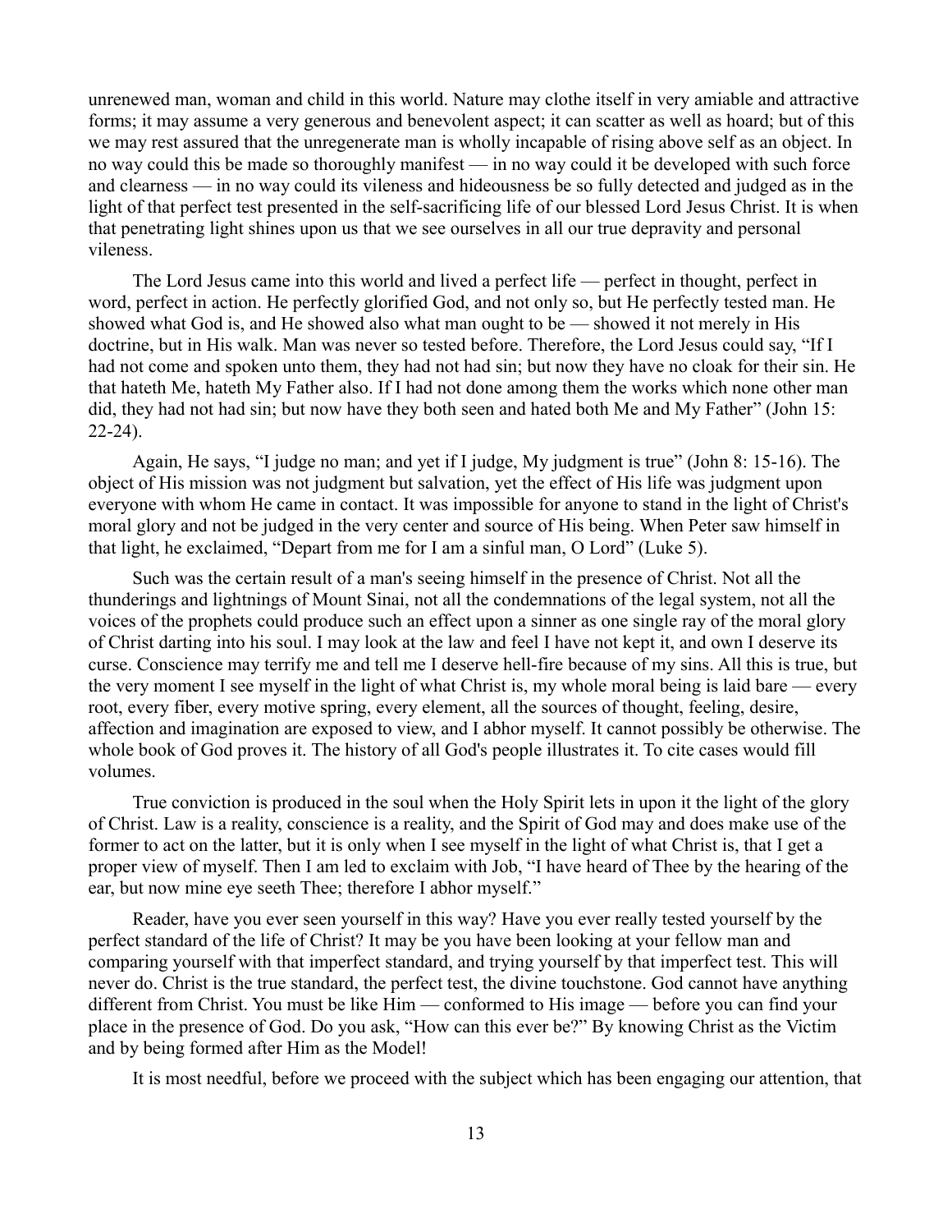unrenewed man, woman and child in this world. Nature may clothe itself in very amiable and attractive forms; it may assume a very generous and benevolent aspect; it can scatter as well as hoard; but of this we may rest assured that the unregenerate man is wholly incapable of rising above self as an object. In no way could this be made so thoroughly manifest — in no way could it be developed with such force and clearness — in no way could its vileness and hideousness be so fully detected and judged as in the light of that perfect test presented in the self-sacrificing life of our blessed Lord Jesus Christ. It is when that penetrating light shines upon us that we see ourselves in all our true depravity and personal vileness.

The Lord Jesus came into this world and lived a perfect life — perfect in thought, perfect in word, perfect in action. He perfectly glorified God, and not only so, but He perfectly tested man. He showed what God is, and He showed also what man ought to be — showed it not merely in His doctrine, but in His walk. Man was never so tested before. Therefore, the Lord Jesus could say, "If I had not come and spoken unto them, they had not had sin; but now they have no cloak for their sin. He that hateth Me, hateth My Father also. If I had not done among them the works which none other man did, they had not had sin; but now have they both seen and hated both Me and My Father" (John 15: 22-24).

Again, He says, "I judge no man; and yet if I judge, My judgment is true" (John 8: 15-16). The object of His mission was not judgment but salvation, yet the effect of His life was judgment upon everyone with whom He came in contact. It was impossible for anyone to stand in the light of Christ's moral glory and not be judged in the very center and source of His being. When Peter saw himself in that light, he exclaimed, "Depart from me for I am a sinful man, O Lord" (Luke 5).

Such was the certain result of a man's seeing himself in the presence of Christ. Not all the thunderings and lightnings of Mount Sinai, not all the condemnations of the legal system, not all the voices of the prophets could produce such an effect upon a sinner as one single ray of the moral glory of Christ darting into his soul. I may look at the law and feel I have not kept it, and own I deserve its curse. Conscience may terrify me and tell me I deserve hell-fire because of my sins. All this is true, but the very moment I see myself in the light of what Christ is, my whole moral being is laid bare — every root, every fiber, every motive spring, every element, all the sources of thought, feeling, desire, affection and imagination are exposed to view, and I abhor myself. It cannot possibly be otherwise. The whole book of God proves it. The history of all God's people illustrates it. To cite cases would fill volumes.

True conviction is produced in the soul when the Holy Spirit lets in upon it the light of the glory of Christ. Law is a reality, conscience is a reality, and the Spirit of God may and does make use of the former to act on the latter, but it is only when I see myself in the light of what Christ is, that I get a proper view of myself. Then I am led to exclaim with Job, "I have heard of Thee by the hearing of the ear, but now mine eye seeth Thee; therefore I abhor myself."

Reader, have you ever seen yourself in this way? Have you ever really tested yourself by the perfect standard of the life of Christ? It may be you have been looking at your fellow man and comparing yourself with that imperfect standard, and trying yourself by that imperfect test. This will never do. Christ is the true standard, the perfect test, the divine touchstone. God cannot have anything different from Christ. You must be like Him — conformed to His image — before you can find your place in the presence of God. Do you ask, "How can this ever be?" By knowing Christ as the Victim and by being formed after Him as the Model!

It is most needful, before we proceed with the subject which has been engaging our attention, that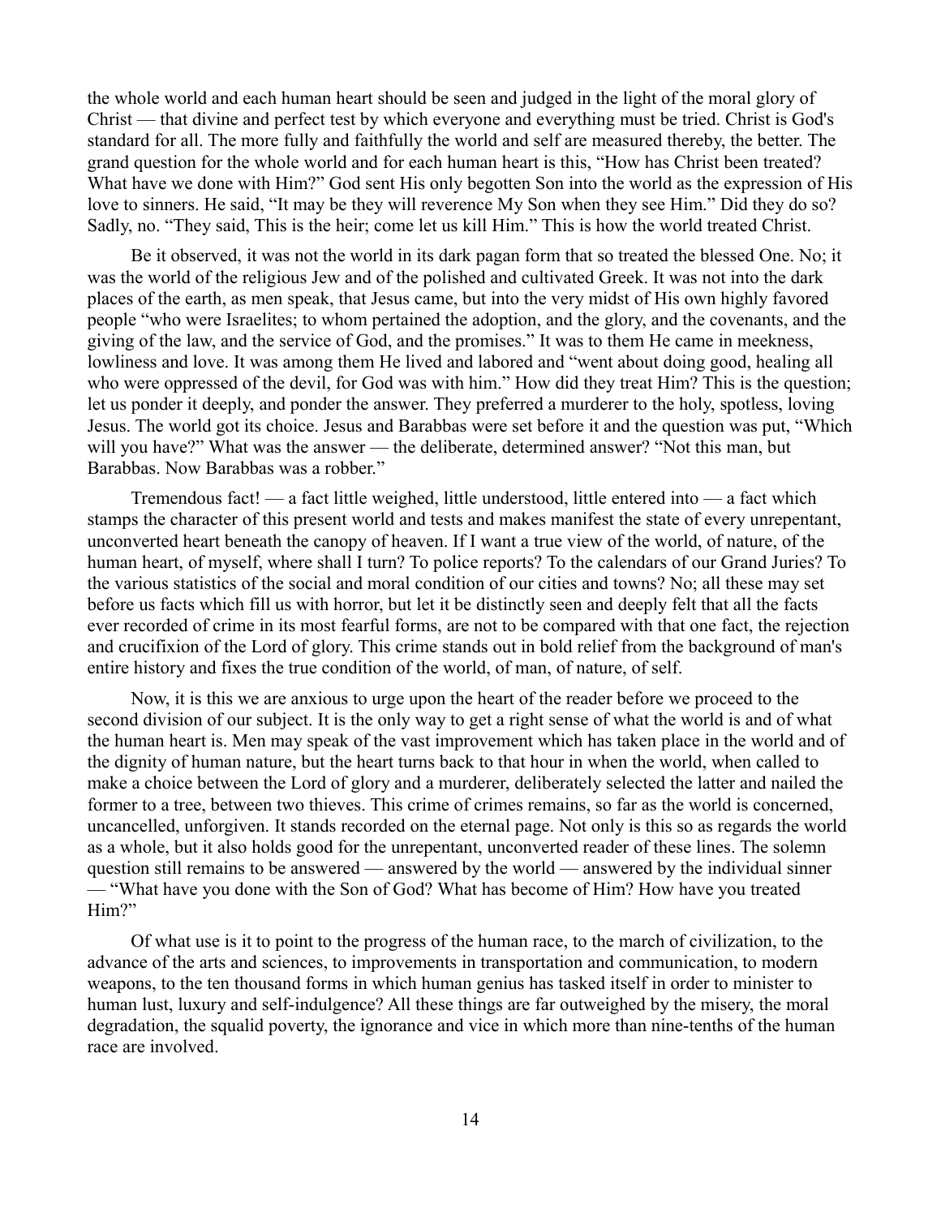the whole world and each human heart should be seen and judged in the light of the moral glory of Christ — that divine and perfect test by which everyone and everything must be tried. Christ is God's standard for all. The more fully and faithfully the world and self are measured thereby, the better. The grand question for the whole world and for each human heart is this, "How has Christ been treated? What have we done with Him?" God sent His only begotten Son into the world as the expression of His love to sinners. He said, "It may be they will reverence My Son when they see Him." Did they do so? Sadly, no. "They said, This is the heir; come let us kill Him." This is how the world treated Christ.

Be it observed, it was not the world in its dark pagan form that so treated the blessed One. No; it was the world of the religious Jew and of the polished and cultivated Greek. It was not into the dark places of the earth, as men speak, that Jesus came, but into the very midst of His own highly favored people "who were Israelites; to whom pertained the adoption, and the glory, and the covenants, and the giving of the law, and the service of God, and the promises." It was to them He came in meekness, lowliness and love. It was among them He lived and labored and "went about doing good, healing all who were oppressed of the devil, for God was with him." How did they treat Him? This is the question; let us ponder it deeply, and ponder the answer. They preferred a murderer to the holy, spotless, loving Jesus. The world got its choice. Jesus and Barabbas were set before it and the question was put, "Which will you have?" What was the answer — the deliberate, determined answer? "Not this man, but Barabbas. Now Barabbas was a robber."

Tremendous fact! — a fact little weighed, little understood, little entered into — a fact which stamps the character of this present world and tests and makes manifest the state of every unrepentant, unconverted heart beneath the canopy of heaven. If I want a true view of the world, of nature, of the human heart, of myself, where shall I turn? To police reports? To the calendars of our Grand Juries? To the various statistics of the social and moral condition of our cities and towns? No; all these may set before us facts which fill us with horror, but let it be distinctly seen and deeply felt that all the facts ever recorded of crime in its most fearful forms, are not to be compared with that one fact, the rejection and crucifixion of the Lord of glory. This crime stands out in bold relief from the background of man's entire history and fixes the true condition of the world, of man, of nature, of self.

Now, it is this we are anxious to urge upon the heart of the reader before we proceed to the second division of our subject. It is the only way to get a right sense of what the world is and of what the human heart is. Men may speak of the vast improvement which has taken place in the world and of the dignity of human nature, but the heart turns back to that hour in when the world, when called to make a choice between the Lord of glory and a murderer, deliberately selected the latter and nailed the former to a tree, between two thieves. This crime of crimes remains, so far as the world is concerned, uncancelled, unforgiven. It stands recorded on the eternal page. Not only is this so as regards the world as a whole, but it also holds good for the unrepentant, unconverted reader of these lines. The solemn question still remains to be answered — answered by the world — answered by the individual sinner — "What have you done with the Son of God? What has become of Him? How have you treated Him?"

Of what use is it to point to the progress of the human race, to the march of civilization, to the advance of the arts and sciences, to improvements in transportation and communication, to modern weapons, to the ten thousand forms in which human genius has tasked itself in order to minister to human lust, luxury and self-indulgence? All these things are far outweighed by the misery, the moral degradation, the squalid poverty, the ignorance and vice in which more than nine-tenths of the human race are involved.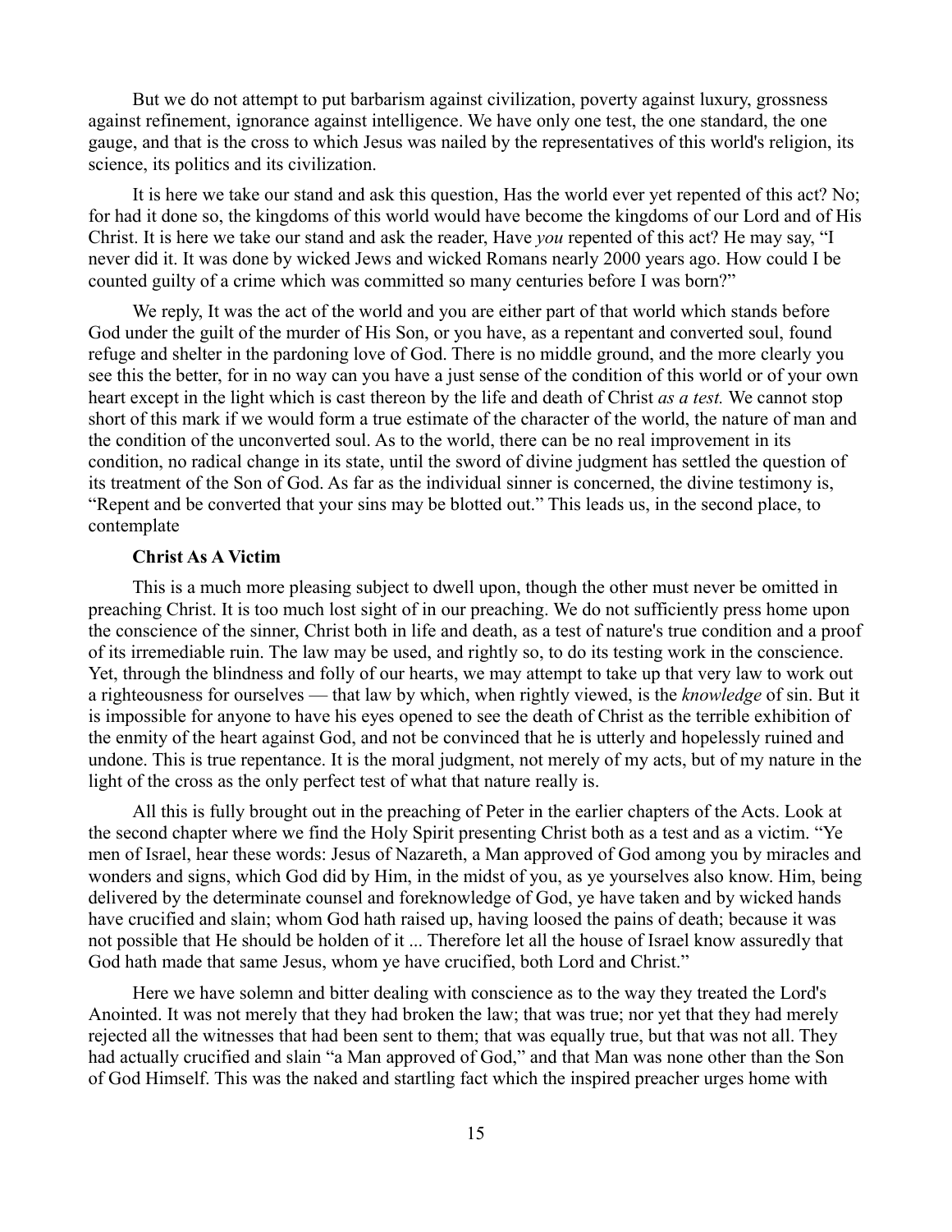But we do not attempt to put barbarism against civilization, poverty against luxury, grossness against refinement, ignorance against intelligence. We have only one test, the one standard, the one gauge, and that is the cross to which Jesus was nailed by the representatives of this world's religion, its science, its politics and its civilization.

It is here we take our stand and ask this question, Has the world ever yet repented of this act? No; for had it done so, the kingdoms of this world would have become the kingdoms of our Lord and of His Christ. It is here we take our stand and ask the reader, Have *you* repented of this act? He may say, "I never did it. It was done by wicked Jews and wicked Romans nearly 2000 years ago. How could I be counted guilty of a crime which was committed so many centuries before I was born?"

We reply, It was the act of the world and you are either part of that world which stands before God under the guilt of the murder of His Son, or you have, as a repentant and converted soul, found refuge and shelter in the pardoning love of God. There is no middle ground, and the more clearly you see this the better, for in no way can you have a just sense of the condition of this world or of your own heart except in the light which is cast thereon by the life and death of Christ *as a test.* We cannot stop short of this mark if we would form a true estimate of the character of the world, the nature of man and the condition of the unconverted soul. As to the world, there can be no real improvement in its condition, no radical change in its state, until the sword of divine judgment has settled the question of its treatment of the Son of God. As far as the individual sinner is concerned, the divine testimony is, "Repent and be converted that your sins may be blotted out." This leads us, in the second place, to contemplate

**Christ As A Victim**

This is a much more pleasing subject to dwell upon, though the other must never be omitted in preaching Christ. It is too much lost sight of in our preaching. We do not sufficiently press home upon the conscience of the sinner, Christ both in life and death, as a test of nature's true condition and a proof of its irremediable ruin. The law may be used, and rightly so, to do its testing work in the conscience. Yet, through the blindness and folly of our hearts, we may attempt to take up that very law to work out a righteousness for ourselves — that law by which, when rightly viewed, is the *knowledge* of sin. But it is impossible for anyone to have his eyes opened to see the death of Christ as the terrible exhibition of the enmity of the heart against God, and not be convinced that he is utterly and hopelessly ruined and undone. This is true repentance. It is the moral judgment, not merely of my acts, but of my nature in the light of the cross as the only perfect test of what that nature really is.

All this is fully brought out in the preaching of Peter in the earlier chapters of the Acts. Look at the second chapter where we find the Holy Spirit presenting Christ both as a test and as a victim. "Ye men of Israel, hear these words: Jesus of Nazareth, a Man approved of God among you by miracles and wonders and signs, which God did by Him, in the midst of you, as ye yourselves also know. Him, being delivered by the determinate counsel and foreknowledge of God, ye have taken and by wicked hands have crucified and slain; whom God hath raised up, having loosed the pains of death; because it was not possible that He should be holden of it ... Therefore let all the house of Israel know assuredly that God hath made that same Jesus, whom ye have crucified, both Lord and Christ."

Here we have solemn and bitter dealing with conscience as to the way they treated the Lord's Anointed. It was not merely that they had broken the law; that was true; nor yet that they had merely rejected all the witnesses that had been sent to them; that was equally true, but that was not all. They had actually crucified and slain "a Man approved of God," and that Man was none other than the Son of God Himself. This was the naked and startling fact which the inspired preacher urges home with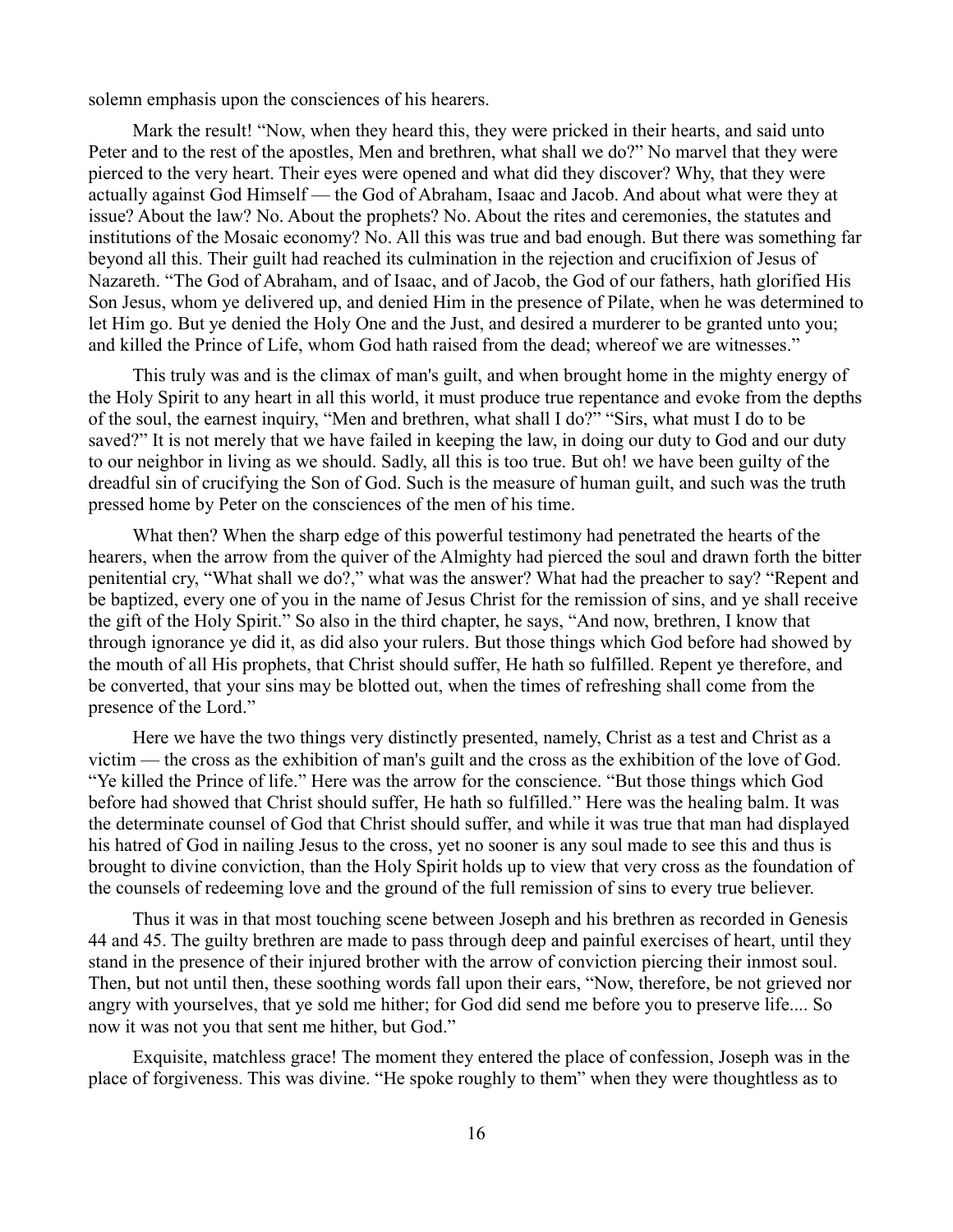solemn emphasis upon the consciences of his hearers.

Mark the result! "Now, when they heard this, they were pricked in their hearts, and said unto Peter and to the rest of the apostles, Men and brethren, what shall we do?" No marvel that they were pierced to the very heart. Their eyes were opened and what did they discover? Why, that they were actually against God Himself — the God of Abraham, Isaac and Jacob. And about what were they at issue? About the law? No. About the prophets? No. About the rites and ceremonies, the statutes and institutions of the Mosaic economy? No. All this was true and bad enough. But there was something far beyond all this. Their guilt had reached its culmination in the rejection and crucifixion of Jesus of Nazareth. "The God of Abraham, and of Isaac, and of Jacob, the God of our fathers, hath glorified His Son Jesus, whom ye delivered up, and denied Him in the presence of Pilate, when he was determined to let Him go. But ye denied the Holy One and the Just, and desired a murderer to be granted unto you; and killed the Prince of Life, whom God hath raised from the dead; whereof we are witnesses."

This truly was and is the climax of man's guilt, and when brought home in the mighty energy of the Holy Spirit to any heart in all this world, it must produce true repentance and evoke from the depths of the soul, the earnest inquiry, "Men and brethren, what shall I do?" "Sirs, what must I do to be saved?" It is not merely that we have failed in keeping the law, in doing our duty to God and our duty to our neighbor in living as we should. Sadly, all this is too true. But oh! we have been guilty of the dreadful sin of crucifying the Son of God. Such is the measure of human guilt, and such was the truth pressed home by Peter on the consciences of the men of his time.

What then? When the sharp edge of this powerful testimony had penetrated the hearts of the hearers, when the arrow from the quiver of the Almighty had pierced the soul and drawn forth the bitter penitential cry, "What shall we do?," what was the answer? What had the preacher to say? "Repent and be baptized, every one of you in the name of Jesus Christ for the remission of sins, and ye shall receive the gift of the Holy Spirit." So also in the third chapter, he says, "And now, brethren, I know that through ignorance ye did it, as did also your rulers. But those things which God before had showed by the mouth of all His prophets, that Christ should suffer, He hath so fulfilled. Repent ye therefore, and be converted, that your sins may be blotted out, when the times of refreshing shall come from the presence of the Lord."

Here we have the two things very distinctly presented, namely, Christ as a test and Christ as a victim — the cross as the exhibition of man's guilt and the cross as the exhibition of the love of God. "Ye killed the Prince of life." Here was the arrow for the conscience. "But those things which God before had showed that Christ should suffer, He hath so fulfilled." Here was the healing balm. It was the determinate counsel of God that Christ should suffer, and while it was true that man had displayed his hatred of God in nailing Jesus to the cross, yet no sooner is any soul made to see this and thus is brought to divine conviction, than the Holy Spirit holds up to view that very cross as the foundation of the counsels of redeeming love and the ground of the full remission of sins to every true believer.

Thus it was in that most touching scene between Joseph and his brethren as recorded in Genesis 44 and 45. The guilty brethren are made to pass through deep and painful exercises of heart, until they stand in the presence of their injured brother with the arrow of conviction piercing their inmost soul. Then, but not until then, these soothing words fall upon their ears, "Now, therefore, be not grieved nor angry with yourselves, that ye sold me hither; for God did send me before you to preserve life.... So now it was not you that sent me hither, but God."

Exquisite, matchless grace! The moment they entered the place of confession, Joseph was in the place of forgiveness. This was divine. "He spoke roughly to them" when they were thoughtless as to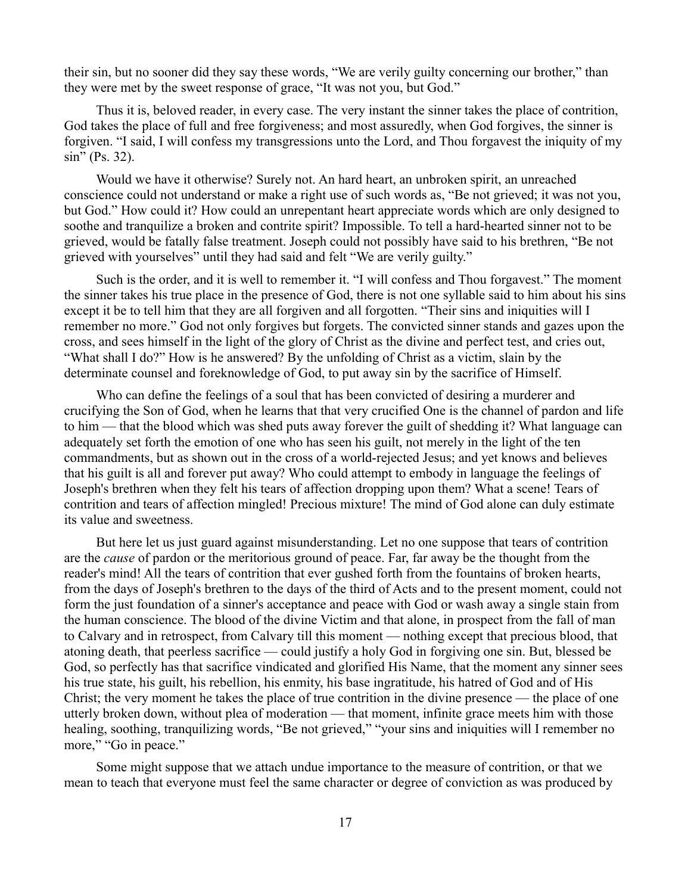their sin, but no sooner did they say these words, "We are verily guilty concerning our brother," than they were met by the sweet response of grace, "It was not you, but God."

Thus it is, beloved reader, in every case. The very instant the sinner takes the place of contrition, God takes the place of full and free forgiveness; and most assuredly, when God forgives, the sinner is forgiven. "I said, I will confess my transgressions unto the Lord, and Thou forgavest the iniquity of my sin" (Ps. 32).

Would we have it otherwise? Surely not. An hard heart, an unbroken spirit, an unreached conscience could not understand or make a right use of such words as, "Be not grieved; it was not you, but God." How could it? How could an unrepentant heart appreciate words which are only designed to soothe and tranquilize a broken and contrite spirit? Impossible. To tell a hard-hearted sinner not to be grieved, would be fatally false treatment. Joseph could not possibly have said to his brethren, "Be not grieved with yourselves" until they had said and felt "We are verily guilty."

Such is the order, and it is well to remember it. "I will confess and Thou forgavest." The moment the sinner takes his true place in the presence of God, there is not one syllable said to him about his sins except it be to tell him that they are all forgiven and all forgotten. "Their sins and iniquities will I remember no more." God not only forgives but forgets. The convicted sinner stands and gazes upon the cross, and sees himself in the light of the glory of Christ as the divine and perfect test, and cries out, "What shall I do?" How is he answered? By the unfolding of Christ as a victim, slain by the determinate counsel and foreknowledge of God, to put away sin by the sacrifice of Himself.

Who can define the feelings of a soul that has been convicted of desiring a murderer and crucifying the Son of God, when he learns that that very crucified One is the channel of pardon and life to him — that the blood which was shed puts away forever the guilt of shedding it? What language can adequately set forth the emotion of one who has seen his guilt, not merely in the light of the ten commandments, but as shown out in the cross of a world-rejected Jesus; and yet knows and believes that his guilt is all and forever put away? Who could attempt to embody in language the feelings of Joseph's brethren when they felt his tears of affection dropping upon them? What a scene! Tears of contrition and tears of affection mingled! Precious mixture! The mind of God alone can duly estimate its value and sweetness.

But here let us just guard against misunderstanding. Let no one suppose that tears of contrition are the *cause* of pardon or the meritorious ground of peace. Far, far away be the thought from the reader's mind! All the tears of contrition that ever gushed forth from the fountains of broken hearts, from the days of Joseph's brethren to the days of the third of Acts and to the present moment, could not form the just foundation of a sinner's acceptance and peace with God or wash away a single stain from the human conscience. The blood of the divine Victim and that alone, in prospect from the fall of man to Calvary and in retrospect, from Calvary till this moment — nothing except that precious blood, that atoning death, that peerless sacrifice — could justify a holy God in forgiving one sin. But, blessed be God, so perfectly has that sacrifice vindicated and glorified His Name, that the moment any sinner sees his true state, his guilt, his rebellion, his enmity, his base ingratitude, his hatred of God and of His Christ; the very moment he takes the place of true contrition in the divine presence — the place of one utterly broken down, without plea of moderation — that moment, infinite grace meets him with those healing, soothing, tranquilizing words, "Be not grieved," "your sins and iniquities will I remember no more," "Go in peace."

Some might suppose that we attach undue importance to the measure of contrition, or that we mean to teach that everyone must feel the same character or degree of conviction as was produced by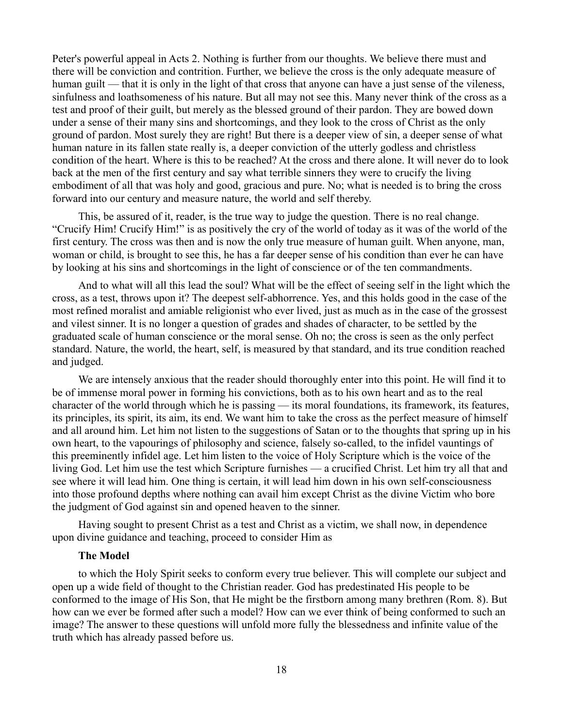Peter's powerful appeal in Acts 2. Nothing is further from our thoughts. We believe there must and there will be conviction and contrition. Further, we believe the cross is the only adequate measure of human guilt — that it is only in the light of that cross that anyone can have a just sense of the vileness, sinfulness and loathsomeness of his nature. But all may not see this. Many never think of the cross as a test and proof of their guilt, but merely as the blessed ground of their pardon. They are bowed down under a sense of their many sins and shortcomings, and they look to the cross of Christ as the only ground of pardon. Most surely they are right! But there is a deeper view of sin, a deeper sense of what human nature in its fallen state really is, a deeper conviction of the utterly godless and christless condition of the heart. Where is this to be reached? At the cross and there alone. It will never do to look back at the men of the first century and say what terrible sinners they were to crucify the living embodiment of all that was holy and good, gracious and pure. No; what is needed is to bring the cross forward into our century and measure nature, the world and self thereby.

This, be assured of it, reader, is the true way to judge the question. There is no real change. "Crucify Him! Crucify Him!" is as positively the cry of the world of today as it was of the world of the first century. The cross was then and is now the only true measure of human guilt. When anyone, man, woman or child, is brought to see this, he has a far deeper sense of his condition than ever he can have by looking at his sins and shortcomings in the light of conscience or of the ten commandments.

And to what will all this lead the soul? What will be the effect of seeing self in the light which the cross, as a test, throws upon it? The deepest self-abhorrence. Yes, and this holds good in the case of the most refined moralist and amiable religionist who ever lived, just as much as in the case of the grossest and vilest sinner. It is no longer a question of grades and shades of character, to be settled by the graduated scale of human conscience or the moral sense. Oh no; the cross is seen as the only perfect standard. Nature, the world, the heart, self, is measured by that standard, and its true condition reached and judged.

We are intensely anxious that the reader should thoroughly enter into this point. He will find it to be of immense moral power in forming his convictions, both as to his own heart and as to the real character of the world through which he is passing — its moral foundations, its framework, its features, its principles, its spirit, its aim, its end. We want him to take the cross as the perfect measure of himself and all around him. Let him not listen to the suggestions of Satan or to the thoughts that spring up in his own heart, to the vapourings of philosophy and science, falsely so-called, to the infidel vauntings of this preeminently infidel age. Let him listen to the voice of Holy Scripture which is the voice of the living God. Let him use the test which Scripture furnishes — a crucified Christ. Let him try all that and see where it will lead him. One thing is certain, it will lead him down in his own self-consciousness into those profound depths where nothing can avail him except Christ as the divine Victim who bore the judgment of God against sin and opened heaven to the sinner.

Having sought to present Christ as a test and Christ as a victim, we shall now, in dependence upon divine guidance and teaching, proceed to consider Him as

**The Model**

to which the Holy Spirit seeks to conform every true believer. This will complete our subject and open up a wide field of thought to the Christian reader. God has predestinated His people to be conformed to the image of His Son, that He might be the firstborn among many brethren (Rom. 8). But how can we ever be formed after such a model? How can we ever think of being conformed to such an image? The answer to these questions will unfold more fully the blessedness and infinite value of the truth which has already passed before us.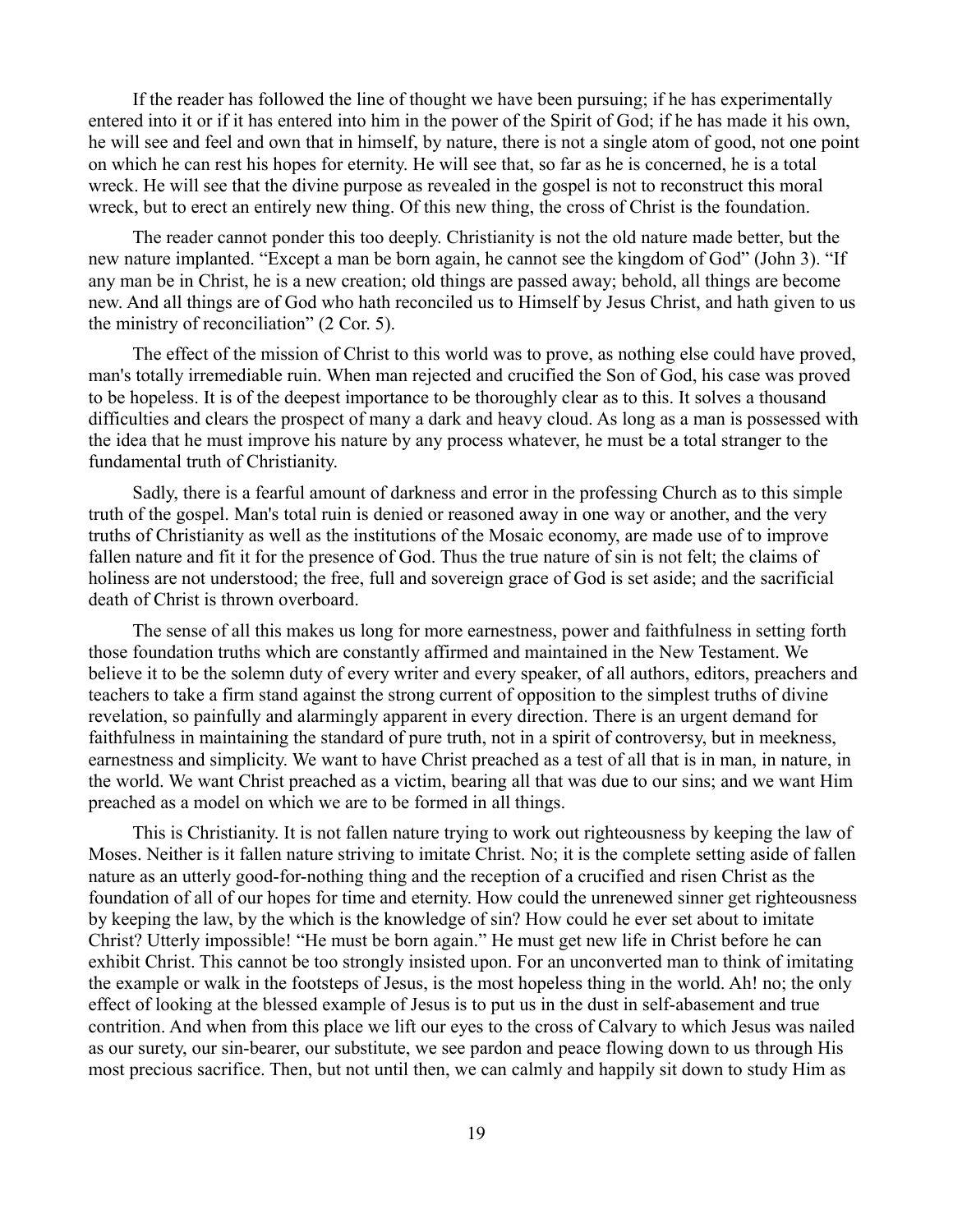If the reader has followed the line of thought we have been pursuing; if he has experimentally entered into it or if it has entered into him in the power of the Spirit of God; if he has made it his own, he will see and feel and own that in himself, by nature, there is not a single atom of good, not one point on which he can rest his hopes for eternity. He will see that, so far as he is concerned, he is a total wreck. He will see that the divine purpose as revealed in the gospel is not to reconstruct this moral wreck, but to erect an entirely new thing. Of this new thing, the cross of Christ is the foundation.

The reader cannot ponder this too deeply. Christianity is not the old nature made better, but the new nature implanted. "Except a man be born again, he cannot see the kingdom of God" (John 3). "If any man be in Christ, he is a new creation; old things are passed away; behold, all things are become new. And all things are of God who hath reconciled us to Himself by Jesus Christ, and hath given to us the ministry of reconciliation" (2 Cor. 5).

The effect of the mission of Christ to this world was to prove, as nothing else could have proved, man's totally irremediable ruin. When man rejected and crucified the Son of God, his case was proved to be hopeless. It is of the deepest importance to be thoroughly clear as to this. It solves a thousand difficulties and clears the prospect of many a dark and heavy cloud. As long as a man is possessed with the idea that he must improve his nature by any process whatever, he must be a total stranger to the fundamental truth of Christianity.

Sadly, there is a fearful amount of darkness and error in the professing Church as to this simple truth of the gospel. Man's total ruin is denied or reasoned away in one way or another, and the very truths of Christianity as well as the institutions of the Mosaic economy, are made use of to improve fallen nature and fit it for the presence of God. Thus the true nature of sin is not felt; the claims of holiness are not understood; the free, full and sovereign grace of God is set aside; and the sacrificial death of Christ is thrown overboard.

The sense of all this makes us long for more earnestness, power and faithfulness in setting forth those foundation truths which are constantly affirmed and maintained in the New Testament. We believe it to be the solemn duty of every writer and every speaker, of all authors, editors, preachers and teachers to take a firm stand against the strong current of opposition to the simplest truths of divine revelation, so painfully and alarmingly apparent in every direction. There is an urgent demand for faithfulness in maintaining the standard of pure truth, not in a spirit of controversy, but in meekness, earnestness and simplicity. We want to have Christ preached as a test of all that is in man, in nature, in the world. We want Christ preached as a victim, bearing all that was due to our sins; and we want Him preached as a model on which we are to be formed in all things.

This is Christianity. It is not fallen nature trying to work out righteousness by keeping the law of Moses. Neither is it fallen nature striving to imitate Christ. No; it is the complete setting aside of fallen nature as an utterly good-for-nothing thing and the reception of a crucified and risen Christ as the foundation of all of our hopes for time and eternity. How could the unrenewed sinner get righteousness by keeping the law, by the which is the knowledge of sin? How could he ever set about to imitate Christ? Utterly impossible! "He must be born again." He must get new life in Christ before he can exhibit Christ. This cannot be too strongly insisted upon. For an unconverted man to think of imitating the example or walk in the footsteps of Jesus, is the most hopeless thing in the world. Ah! no; the only effect of looking at the blessed example of Jesus is to put us in the dust in self-abasement and true contrition. And when from this place we lift our eyes to the cross of Calvary to which Jesus was nailed as our surety, our sin-bearer, our substitute, we see pardon and peace flowing down to us through His most precious sacrifice. Then, but not until then, we can calmly and happily sit down to study Him as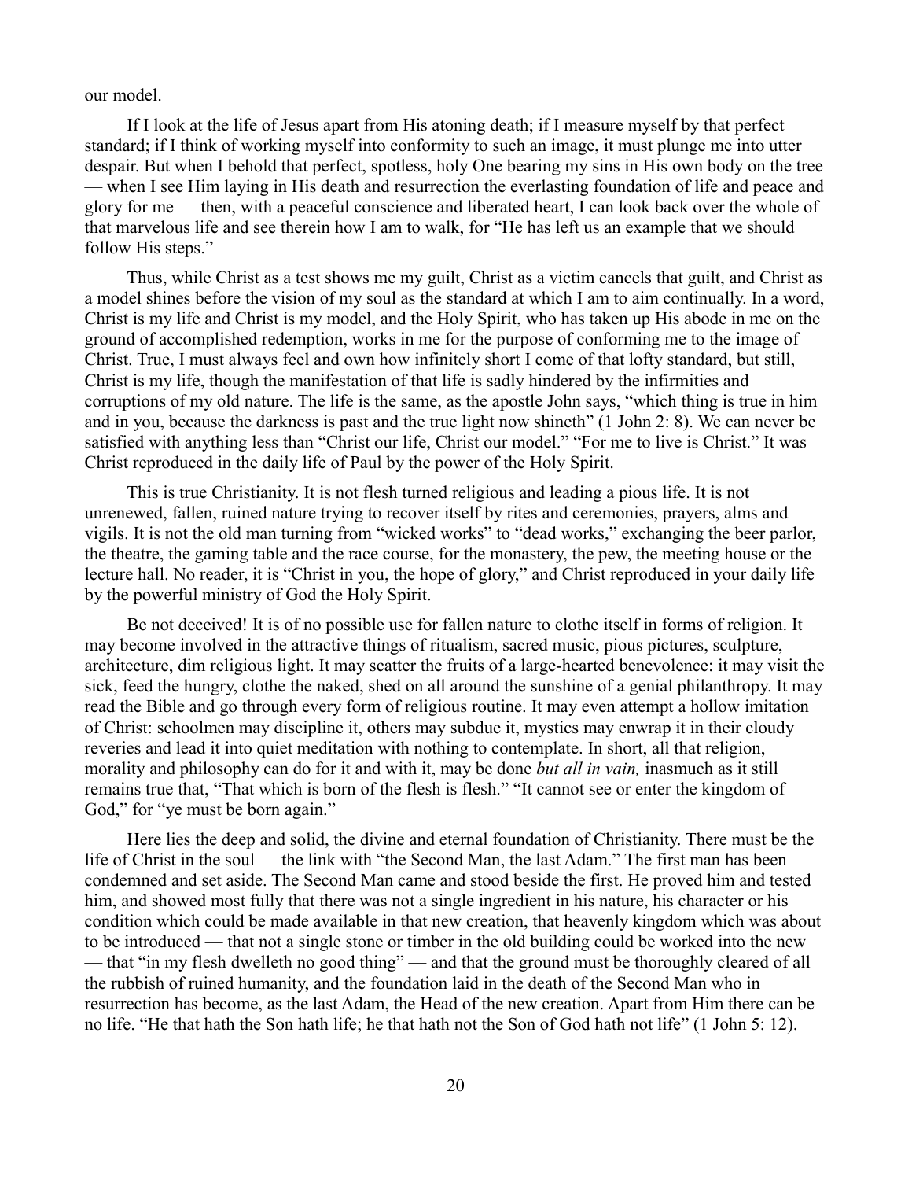our model.

If I look at the life of Jesus apart from His atoning death; if I measure myself by that perfect standard; if I think of working myself into conformity to such an image, it must plunge me into utter despair. But when I behold that perfect, spotless, holy One bearing my sins in His own body on the tree — when I see Him laying in His death and resurrection the everlasting foundation of life and peace and glory for me — then, with a peaceful conscience and liberated heart, I can look back over the whole of that marvelous life and see therein how I am to walk, for "He has left us an example that we should follow His steps."

Thus, while Christ as a test shows me my guilt, Christ as a victim cancels that guilt, and Christ as a model shines before the vision of my soul as the standard at which I am to aim continually. In a word, Christ is my life and Christ is my model, and the Holy Spirit, who has taken up His abode in me on the ground of accomplished redemption, works in me for the purpose of conforming me to the image of Christ. True, I must always feel and own how infinitely short I come of that lofty standard, but still, Christ is my life, though the manifestation of that life is sadly hindered by the infirmities and corruptions of my old nature. The life is the same, as the apostle John says, "which thing is true in him and in you, because the darkness is past and the true light now shineth" (1 John 2: 8). We can never be satisfied with anything less than "Christ our life, Christ our model." "For me to live is Christ." It was Christ reproduced in the daily life of Paul by the power of the Holy Spirit.

This is true Christianity. It is not flesh turned religious and leading a pious life. It is not unrenewed, fallen, ruined nature trying to recover itself by rites and ceremonies, prayers, alms and vigils. It is not the old man turning from "wicked works" to "dead works," exchanging the beer parlor, the theatre, the gaming table and the race course, for the monastery, the pew, the meeting house or the lecture hall. No reader, it is "Christ in you, the hope of glory," and Christ reproduced in your daily life by the powerful ministry of God the Holy Spirit.

Be not deceived! It is of no possible use for fallen nature to clothe itself in forms of religion. It may become involved in the attractive things of ritualism, sacred music, pious pictures, sculpture, architecture, dim religious light. It may scatter the fruits of a large-hearted benevolence: it may visit the sick, feed the hungry, clothe the naked, shed on all around the sunshine of a genial philanthropy. It may read the Bible and go through every form of religious routine. It may even attempt a hollow imitation of Christ: schoolmen may discipline it, others may subdue it, mystics may enwrap it in their cloudy reveries and lead it into quiet meditation with nothing to contemplate. In short, all that religion, morality and philosophy can do for it and with it, may be done *but all in vain,* inasmuch as it still remains true that, "That which is born of the flesh is flesh." "It cannot see or enter the kingdom of God," for "ye must be born again."

Here lies the deep and solid, the divine and eternal foundation of Christianity. There must be the life of Christ in the soul — the link with "the Second Man, the last Adam." The first man has been condemned and set aside. The Second Man came and stood beside the first. He proved him and tested him, and showed most fully that there was not a single ingredient in his nature, his character or his condition which could be made available in that new creation, that heavenly kingdom which was about to be introduced — that not a single stone or timber in the old building could be worked into the new — that "in my flesh dwelleth no good thing" — and that the ground must be thoroughly cleared of all the rubbish of ruined humanity, and the foundation laid in the death of the Second Man who in resurrection has become, as the last Adam, the Head of the new creation. Apart from Him there can be no life. "He that hath the Son hath life; he that hath not the Son of God hath not life" (1 John 5: 12).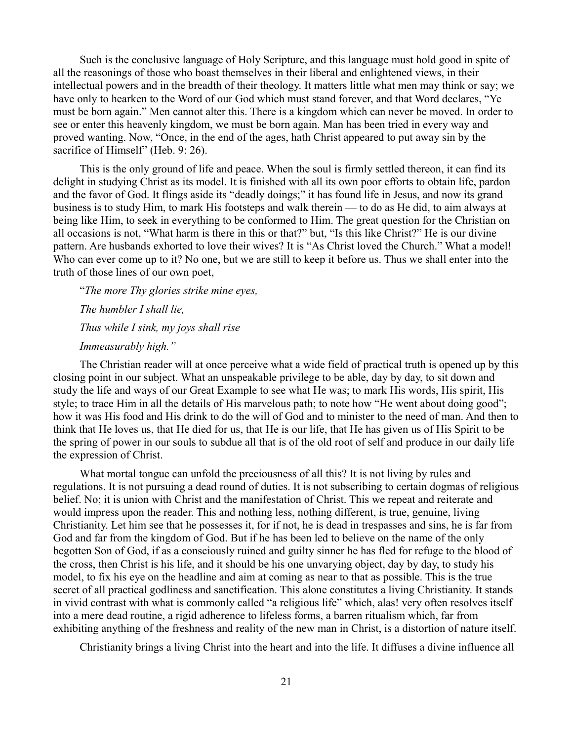Such is the conclusive language of Holy Scripture, and this language must hold good in spite of all the reasonings of those who boast themselves in their liberal and enlightened views, in their intellectual powers and in the breadth of their theology. It matters little what men may think or say; we have only to hearken to the Word of our God which must stand forever, and that Word declares, "Ye must be born again." Men cannot alter this. There is a kingdom which can never be moved. In order to see or enter this heavenly kingdom, we must be born again. Man has been tried in every way and proved wanting. Now, "Once, in the end of the ages, hath Christ appeared to put away sin by the sacrifice of Himself" (Heb. 9: 26).

This is the only ground of life and peace. When the soul is firmly settled thereon, it can find its delight in studying Christ as its model. It is finished with all its own poor efforts to obtain life, pardon and the favor of God. It flings aside its "deadly doings;" it has found life in Jesus, and now its grand business is to study Him, to mark His footsteps and walk therein — to do as He did, to aim always at being like Him, to seek in everything to be conformed to Him. The great question for the Christian on all occasions is not, "What harm is there in this or that?" but, "Is this like Christ?" He is our divine pattern. Are husbands exhorted to love their wives? It is "As Christ loved the Church." What a model! Who can ever come up to it? No one, but we are still to keep it before us. Thus we shall enter into the truth of those lines of our own poet,

"*The more Thy glories strike mine eyes,*

*The humbler I shall lie,*

*Thus while I sink, my joys shall rise*

*Immeasurably high."*

The Christian reader will at once perceive what a wide field of practical truth is opened up by this closing point in our subject. What an unspeakable privilege to be able, day by day, to sit down and study the life and ways of our Great Example to see what He was; to mark His words, His spirit, His style; to trace Him in all the details of His marvelous path; to note how "He went about doing good"; how it was His food and His drink to do the will of God and to minister to the need of man. And then to think that He loves us, that He died for us, that He is our life, that He has given us of His Spirit to be the spring of power in our souls to subdue all that is of the old root of self and produce in our daily life the expression of Christ.

What mortal tongue can unfold the preciousness of all this? It is not living by rules and regulations. It is not pursuing a dead round of duties. It is not subscribing to certain dogmas of religious belief. No; it is union with Christ and the manifestation of Christ. This we repeat and reiterate and would impress upon the reader. This and nothing less, nothing different, is true, genuine, living Christianity. Let him see that he possesses it, for if not, he is dead in trespasses and sins, he is far from God and far from the kingdom of God. But if he has been led to believe on the name of the only begotten Son of God, if as a consciously ruined and guilty sinner he has fled for refuge to the blood of the cross, then Christ is his life, and it should be his one unvarying object, day by day, to study his model, to fix his eye on the headline and aim at coming as near to that as possible. This is the true secret of all practical godliness and sanctification. This alone constitutes a living Christianity. It stands in vivid contrast with what is commonly called "a religious life" which, alas! very often resolves itself into a mere dead routine, a rigid adherence to lifeless forms, a barren ritualism which, far from exhibiting anything of the freshness and reality of the new man in Christ, is a distortion of nature itself.

Christianity brings a living Christ into the heart and into the life. It diffuses a divine influence all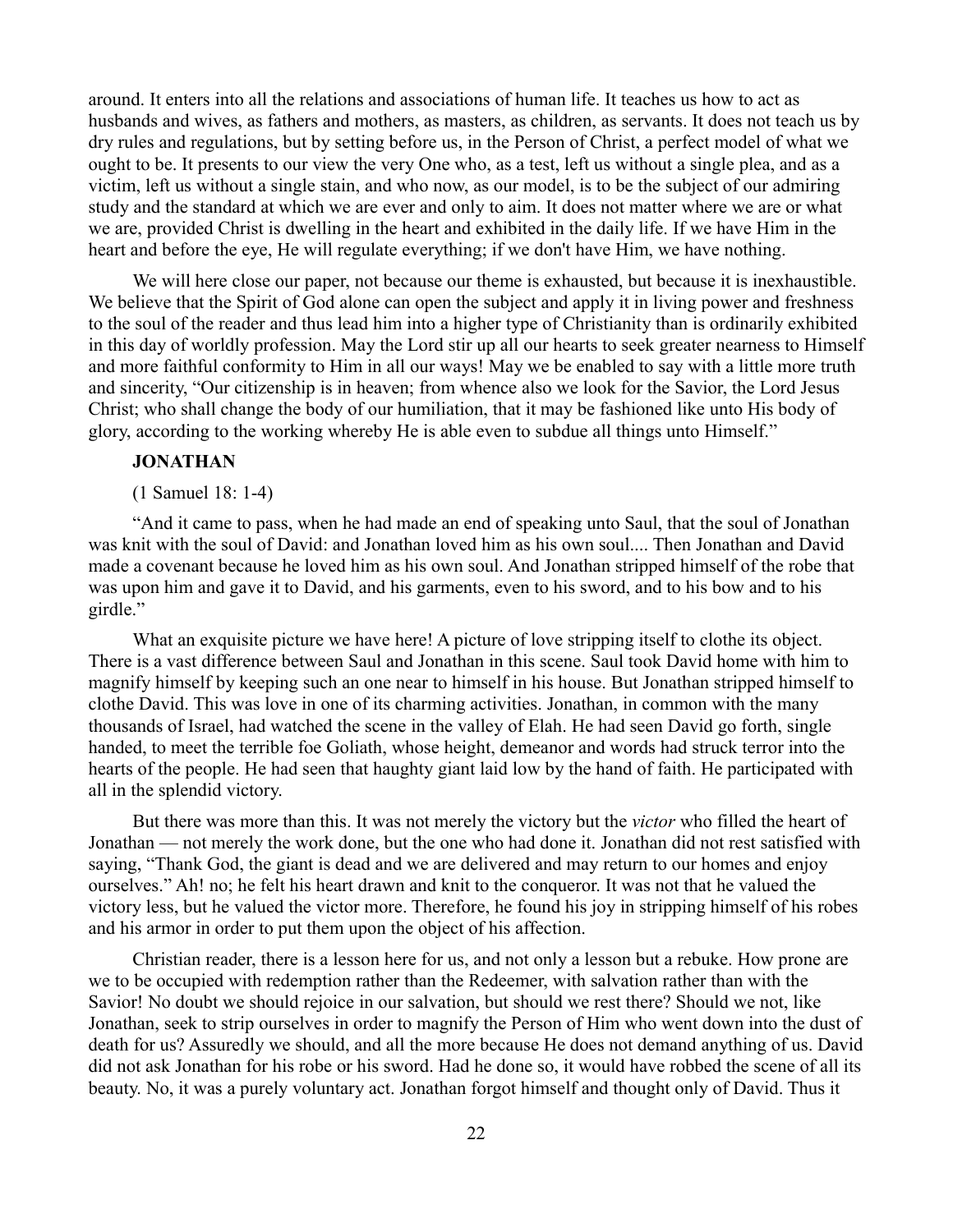around. It enters into all the relations and associations of human life. It teaches us how to act as husbands and wives, as fathers and mothers, as masters, as children, as servants. It does not teach us by dry rules and regulations, but by setting before us, in the Person of Christ, a perfect model of what we ought to be. It presents to our view the very One who, as a test, left us without a single plea, and as a victim, left us without a single stain, and who now, as our model, is to be the subject of our admiring study and the standard at which we are ever and only to aim. It does not matter where we are or what we are, provided Christ is dwelling in the heart and exhibited in the daily life. If we have Him in the heart and before the eye, He will regulate everything; if we don't have Him, we have nothing.

We will here close our paper, not because our theme is exhausted, but because it is inexhaustible. We believe that the Spirit of God alone can open the subject and apply it in living power and freshness to the soul of the reader and thus lead him into a higher type of Christianity than is ordinarily exhibited in this day of worldly profession. May the Lord stir up all our hearts to seek greater nearness to Himself and more faithful conformity to Him in all our ways! May we be enabled to say with a little more truth and sincerity, "Our citizenship is in heaven; from whence also we look for the Savior, the Lord Jesus Christ; who shall change the body of our humiliation, that it may be fashioned like unto His body of glory, according to the working whereby He is able even to subdue all things unto Himself."

## JONATHAN

(1 Samuel 18: 1-4)

"And it came to pass, when he had made an end of speaking unto Saul, that the soul of Jonathan was knit with the soul of David: and Jonathan loved him as his own soul.... Then Jonathan and David made a covenant because he loved him as his own soul. And Jonathan stripped himself of the robe that was upon him and gave it to David, and his garments, even to his sword, and to his bow and to his girdle."

What an exquisite picture we have here! A picture of love stripping itself to clothe its object. There is a vast difference between Saul and Jonathan in this scene. Saul took David home with him to magnify himself by keeping such an one near to himself in his house. But Jonathan stripped himself to clothe David. This was love in one of its charming activities. Jonathan, in common with the many thousands of Israel, had watched the scene in the valley of Elah. He had seen David go forth, single handed, to meet the terrible foe Goliath, whose height, demeanor and words had struck terror into the hearts of the people. He had seen that haughty giant laid low by the hand of faith. He participated with all in the splendid victory.

But there was more than this. It was not merely the victory but the *victor* who filled the heart of Jonathan — not merely the work done, but the one who had done it. Jonathan did not rest satisfied with saying, "Thank God, the giant is dead and we are delivered and may return to our homes and enjoy ourselves." Ah! no; he felt his heart drawn and knit to the conqueror. It was not that he valued the victory less, but he valued the victor more. Therefore, he found his joy in stripping himself of his robes and his armor in order to put them upon the object of his affection.

Christian reader, there is a lesson here for us, and not only a lesson but a rebuke. How prone are we to be occupied with redemption rather than the Redeemer, with salvation rather than with the Savior! No doubt we should rejoice in our salvation, but should we rest there? Should we not, like Jonathan, seek to strip ourselves in order to magnify the Person of Him who went down into the dust of death for us? Assuredly we should, and all the more because He does not demand anything of us. David did not ask Jonathan for his robe or his sword. Had he done so, it would have robbed the scene of all its beauty. No, it was a purely voluntary act. Jonathan forgot himself and thought only of David. Thus it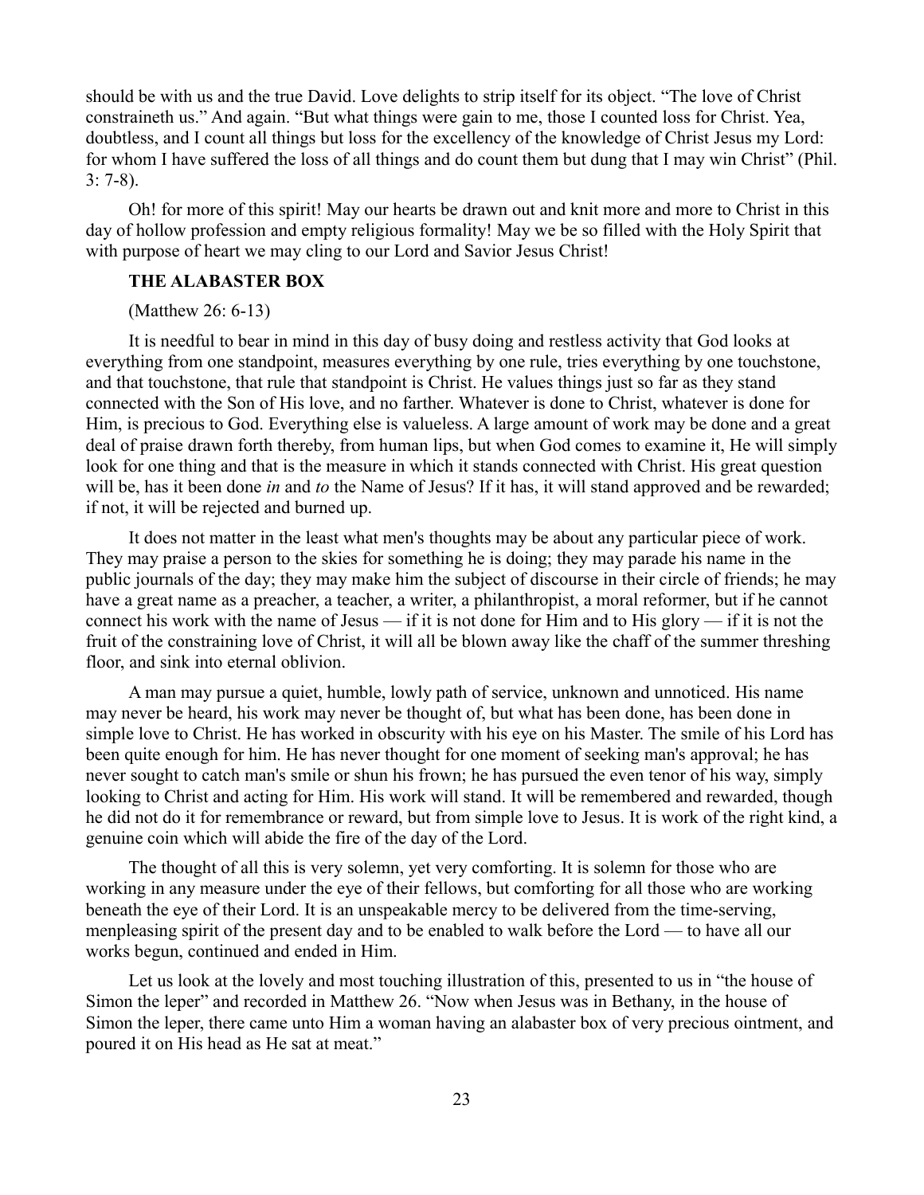should be with us and the true David. Love delights to strip itself for its object. "The love of Christ constraineth us." And again. "But what things were gain to me, those I counted loss for Christ. Yea, doubtless, and I count all things but loss for the excellency of the knowledge of Christ Jesus my Lord: for whom I have suffered the loss of all things and do count them but dung that I may win Christ" (Phil. 3: 7-8).

Oh! for more of this spirit! May our hearts be drawn out and knit more and more to Christ in this day of hollow profession and empty religious formality! May we be so filled with the Holy Spirit that with purpose of heart we may cling to our Lord and Savior Jesus Christ!

## THE ALABASTER BOX

(Matthew 26: 6-13)

It is needful to bear in mind in this day of busy doing and restless activity that God looks at everything from one standpoint, measures everything by one rule, tries everything by one touchstone, and that touchstone, that rule that standpoint is Christ. He values things just so far as they stand connected with the Son of His love, and no farther. Whatever is done to Christ, whatever is done for Him, is precious to God. Everything else is valueless. A large amount of work may be done and a great deal of praise drawn forth thereby, from human lips, but when God comes to examine it, He will simply look for one thing and that is the measure in which it stands connected with Christ. His great question will be, has it been done *in* and *to* the Name of Jesus? If it has, it will stand approved and be rewarded; if not, it will be rejected and burned up.

It does not matter in the least what men's thoughts may be about any particular piece of work. They may praise a person to the skies for something he is doing; they may parade his name in the public journals of the day; they may make him the subject of discourse in their circle of friends; he may have a great name as a preacher, a teacher, a writer, a philanthropist, a moral reformer, but if he cannot connect his work with the name of Jesus — if it is not done for Him and to His glory — if it is not the fruit of the constraining love of Christ, it will all be blown away like the chaff of the summer threshing floor, and sink into eternal oblivion.

A man may pursue a quiet, humble, lowly path of service, unknown and unnoticed. His name may never be heard, his work may never be thought of, but what has been done, has been done in simple love to Christ. He has worked in obscurity with his eye on his Master. The smile of his Lord has been quite enough for him. He has never thought for one moment of seeking man's approval; he has never sought to catch man's smile or shun his frown; he has pursued the even tenor of his way, simply looking to Christ and acting for Him. His work will stand. It will be remembered and rewarded, though he did not do it for remembrance or reward, but from simple love to Jesus. It is work of the right kind, a genuine coin which will abide the fire of the day of the Lord.

The thought of all this is very solemn, yet very comforting. It is solemn for those who are working in any measure under the eye of their fellows, but comforting for all those who are working beneath the eye of their Lord. It is an unspeakable mercy to be delivered from the time-serving, menpleasing spirit of the present day and to be enabled to walk before the Lord — to have all our works begun, continued and ended in Him.

Let us look at the lovely and most touching illustration of this, presented to us in "the house of Simon the leper" and recorded in Matthew 26. "Now when Jesus was in Bethany, in the house of Simon the leper, there came unto Him a woman having an alabaster box of very precious ointment, and poured it on His head as He sat at meat."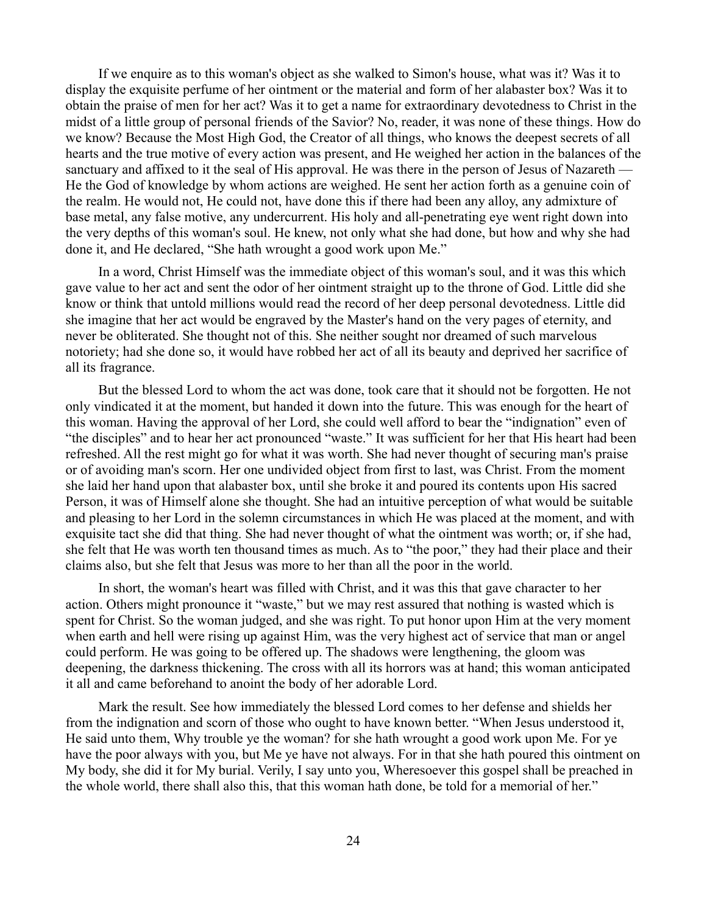If we enquire as to this woman's object as she walked to Simon's house, what was it? Was it to display the exquisite perfume of her ointment or the material and form of her alabaster box? Was it to obtain the praise of men for her act? Was it to get a name for extraordinary devotedness to Christ in the midst of a little group of personal friends of the Savior? No, reader, it was none of these things. How do we know? Because the Most High God, the Creator of all things, who knows the deepest secrets of all hearts and the true motive of every action was present, and He weighed her action in the balances of the sanctuary and affixed to it the seal of His approval. He was there in the person of Jesus of Nazareth — He the God of knowledge by whom actions are weighed. He sent her action forth as a genuine coin of the realm. He would not, He could not, have done this if there had been any alloy, any admixture of base metal, any false motive, any undercurrent. His holy and all-penetrating eye went right down into the very depths of this woman's soul. He knew, not only what she had done, but how and why she had done it, and He declared, "She hath wrought a good work upon Me."

In a word, Christ Himself was the immediate object of this woman's soul, and it was this which gave value to her act and sent the odor of her ointment straight up to the throne of God. Little did she know or think that untold millions would read the record of her deep personal devotedness. Little did she imagine that her act would be engraved by the Master's hand on the very pages of eternity, and never be obliterated. She thought not of this. She neither sought nor dreamed of such marvelous notoriety; had she done so, it would have robbed her act of all its beauty and deprived her sacrifice of all its fragrance.

But the blessed Lord to whom the act was done, took care that it should not be forgotten. He not only vindicated it at the moment, but handed it down into the future. This was enough for the heart of this woman. Having the approval of her Lord, she could well afford to bear the "indignation" even of "the disciples" and to hear her act pronounced "waste." It was sufficient for her that His heart had been refreshed. All the rest might go for what it was worth. She had never thought of securing man's praise or of avoiding man's scorn. Her one undivided object from first to last, was Christ. From the moment she laid her hand upon that alabaster box, until she broke it and poured its contents upon His sacred Person, it was of Himself alone she thought. She had an intuitive perception of what would be suitable and pleasing to her Lord in the solemn circumstances in which He was placed at the moment, and with exquisite tact she did that thing. She had never thought of what the ointment was worth; or, if she had, she felt that He was worth ten thousand times as much. As to "the poor," they had their place and their claims also, but she felt that Jesus was more to her than all the poor in the world.

In short, the woman's heart was filled with Christ, and it was this that gave character to her action. Others might pronounce it "waste," but we may rest assured that nothing is wasted which is spent for Christ. So the woman judged, and she was right. To put honor upon Him at the very moment when earth and hell were rising up against Him, was the very highest act of service that man or angel could perform. He was going to be offered up. The shadows were lengthening, the gloom was deepening, the darkness thickening. The cross with all its horrors was at hand; this woman anticipated it all and came beforehand to anoint the body of her adorable Lord.

Mark the result. See how immediately the blessed Lord comes to her defense and shields her from the indignation and scorn of those who ought to have known better. "When Jesus understood it, He said unto them, Why trouble ye the woman? for she hath wrought a good work upon Me. For ye have the poor always with you, but Me ye have not always. For in that she hath poured this ointment on My body, she did it for My burial. Verily, I say unto you, Wheresoever this gospel shall be preached in the whole world, there shall also this, that this woman hath done, be told for a memorial of her."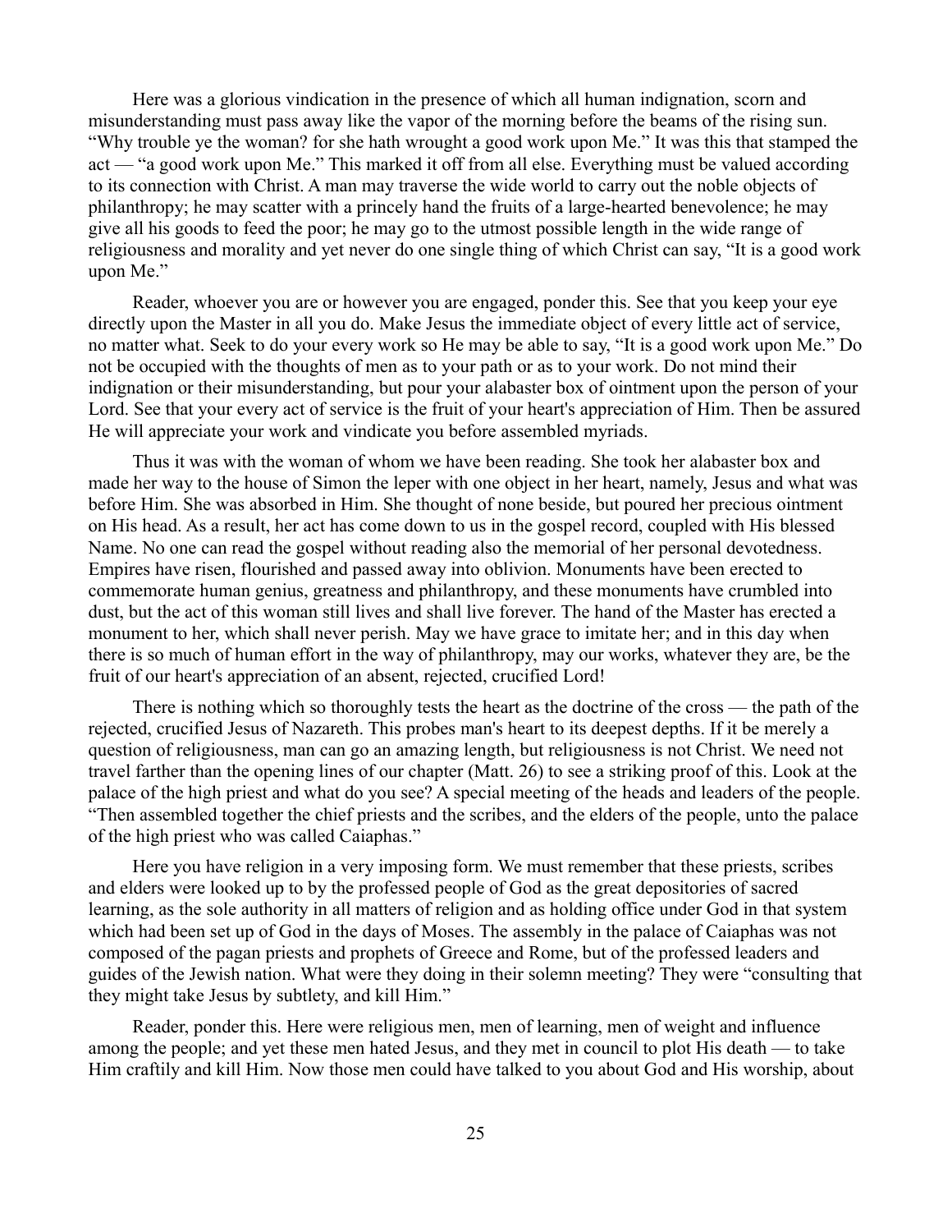Here was a glorious vindication in the presence of which all human indignation, scorn and misunderstanding must pass away like the vapor of the morning before the beams of the rising sun. "Why trouble ye the woman? for she hath wrought a good work upon Me." It was this that stamped the act — "a good work upon Me." This marked it off from all else. Everything must be valued according to its connection with Christ. A man may traverse the wide world to carry out the noble objects of philanthropy; he may scatter with a princely hand the fruits of a large-hearted benevolence; he may give all his goods to feed the poor; he may go to the utmost possible length in the wide range of religiousness and morality and yet never do one single thing of which Christ can say, "It is a good work upon Me."

Reader, whoever you are or however you are engaged, ponder this. See that you keep your eye directly upon the Master in all you do. Make Jesus the immediate object of every little act of service, no matter what. Seek to do your every work so He may be able to say, "It is a good work upon Me." Do not be occupied with the thoughts of men as to your path or as to your work. Do not mind their indignation or their misunderstanding, but pour your alabaster box of ointment upon the person of your Lord. See that your every act of service is the fruit of your heart's appreciation of Him. Then be assured He will appreciate your work and vindicate you before assembled myriads.

Thus it was with the woman of whom we have been reading. She took her alabaster box and made her way to the house of Simon the leper with one object in her heart, namely, Jesus and what was before Him. She was absorbed in Him. She thought of none beside, but poured her precious ointment on His head. As a result, her act has come down to us in the gospel record, coupled with His blessed Name. No one can read the gospel without reading also the memorial of her personal devotedness. Empires have risen, flourished and passed away into oblivion. Monuments have been erected to commemorate human genius, greatness and philanthropy, and these monuments have crumbled into dust, but the act of this woman still lives and shall live forever. The hand of the Master has erected a monument to her, which shall never perish. May we have grace to imitate her; and in this day when there is so much of human effort in the way of philanthropy, may our works, whatever they are, be the fruit of our heart's appreciation of an absent, rejected, crucified Lord!

There is nothing which so thoroughly tests the heart as the doctrine of the cross — the path of the rejected, crucified Jesus of Nazareth. This probes man's heart to its deepest depths. If it be merely a question of religiousness, man can go an amazing length, but religiousness is not Christ. We need not travel farther than the opening lines of our chapter (Matt. 26) to see a striking proof of this. Look at the palace of the high priest and what do you see? A special meeting of the heads and leaders of the people. "Then assembled together the chief priests and the scribes, and the elders of the people, unto the palace of the high priest who was called Caiaphas."

Here you have religion in a very imposing form. We must remember that these priests, scribes and elders were looked up to by the professed people of God as the great depositories of sacred learning, as the sole authority in all matters of religion and as holding office under God in that system which had been set up of God in the days of Moses. The assembly in the palace of Caiaphas was not composed of the pagan priests and prophets of Greece and Rome, but of the professed leaders and guides of the Jewish nation. What were they doing in their solemn meeting? They were "consulting that they might take Jesus by subtlety, and kill Him."

Reader, ponder this. Here were religious men, men of learning, men of weight and influence among the people; and yet these men hated Jesus, and they met in council to plot His death — to take Him craftily and kill Him. Now those men could have talked to you about God and His worship, about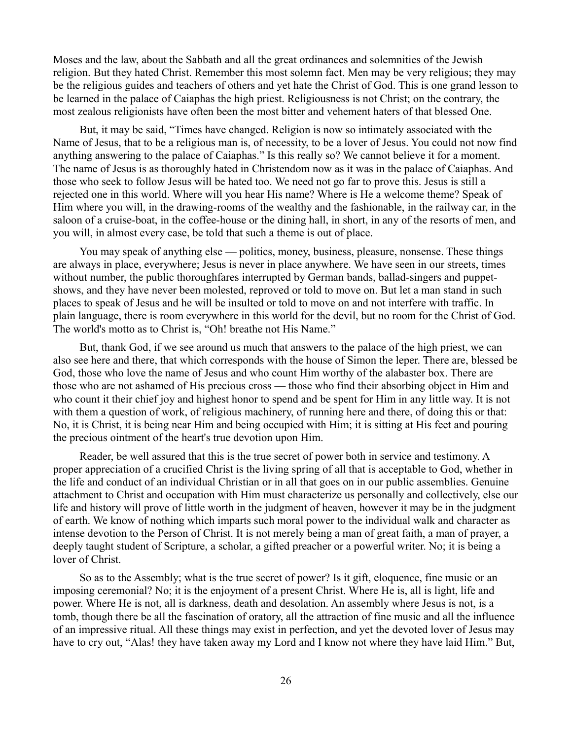Moses and the law, about the Sabbath and all the great ordinances and solemnities of the Jewish religion. But they hated Christ. Remember this most solemn fact. Men may be very religious; they may be the religious guides and teachers of others and yet hate the Christ of God. This is one grand lesson to be learned in the palace of Caiaphas the high priest. Religiousness is not Christ; on the contrary, the most zealous religionists have often been the most bitter and vehement haters of that blessed One.

But, it may be said, "Times have changed. Religion is now so intimately associated with the Name of Jesus, that to be a religious man is, of necessity, to be a lover of Jesus. You could not now find anything answering to the palace of Caiaphas." Is this really so? We cannot believe it for a moment. The name of Jesus is as thoroughly hated in Christendom now as it was in the palace of Caiaphas. And those who seek to follow Jesus will be hated too. We need not go far to prove this. Jesus is still a rejected one in this world. Where will you hear His name? Where is He a welcome theme? Speak of Him where you will, in the drawing-rooms of the wealthy and the fashionable, in the railway car, in the saloon of a cruise-boat, in the coffee-house or the dining hall, in short, in any of the resorts of men, and you will, in almost every case, be told that such a theme is out of place.

You may speak of anything else — politics, money, business, pleasure, nonsense. These things are always in place, everywhere; Jesus is never in place anywhere. We have seen in our streets, times without number, the public thoroughfares interrupted by German bands, ballad-singers and puppet-shows, and they have never been molested, reproved or told to move on. But let a man stand in such places to speak of Jesus and he will be insulted or told to move on and not interfere with traffic. In plain language, there is room everywhere in this world for the devil, but no room for the Christ of God. The world's motto as to Christ is, "Oh! breathe not His Name."

But, thank God, if we see around us much that answers to the palace of the high priest, we can also see here and there, that which corresponds with the house of Simon the leper. There are, blessed be God, those who love the name of Jesus and who count Him worthy of the alabaster box. There are those who are not ashamed of His precious cross — those who find their absorbing object in Him and who count it their chief joy and highest honor to spend and be spent for Him in any little way. It is not with them a question of work, of religious machinery, of running here and there, of doing this or that: No, it is Christ, it is being near Him and being occupied with Him; it is sitting at His feet and pouring the precious ointment of the heart's true devotion upon Him.

Reader, be well assured that this is the true secret of power both in service and testimony. A proper appreciation of a crucified Christ is the living spring of all that is acceptable to God, whether in the life and conduct of an individual Christian or in all that goes on in our public assemblies. Genuine attachment to Christ and occupation with Him must characterize us personally and collectively, else our life and history will prove of little worth in the judgment of heaven, however it may be in the judgment of earth. We know of nothing which imparts such moral power to the individual walk and character as intense devotion to the Person of Christ. It is not merely being a man of great faith, a man of prayer, a deeply taught student of Scripture, a scholar, a gifted preacher or a powerful writer. No; it is being a lover of Christ.

So as to the Assembly; what is the true secret of power? Is it gift, eloquence, fine music or an imposing ceremonial? No; it is the enjoyment of a present Christ. Where He is, all is light, life and power. Where He is not, all is darkness, death and desolation. An assembly where Jesus is not, is a tomb, though there be all the fascination of oratory, all the attraction of fine music and all the influence of an impressive ritual. All these things may exist in perfection, and yet the devoted lover of Jesus may have to cry out, "Alas! they have taken away my Lord and I know not where they have laid Him." But,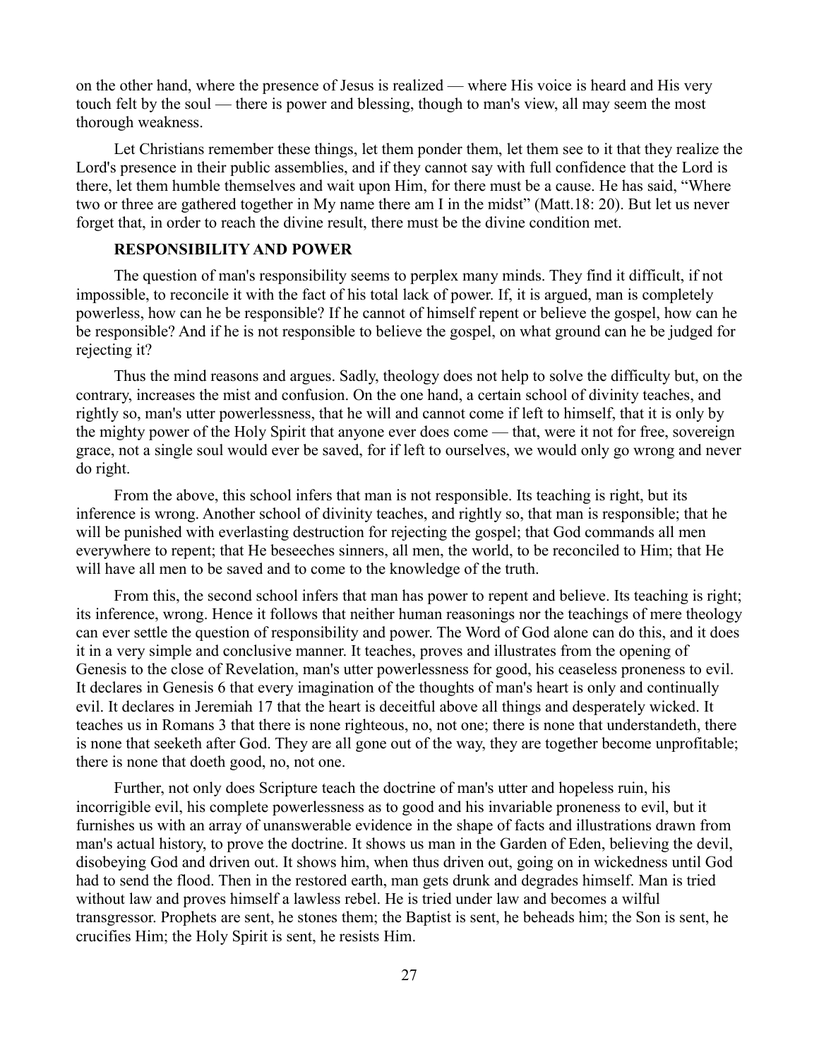on the other hand, where the presence of Jesus is realized — where His voice is heard and His very touch felt by the soul — there is power and blessing, though to man's view, all may seem the most thorough weakness.

Let Christians remember these things, let them ponder them, let them see to it that they realize the Lord's presence in their public assemblies, and if they cannot say with full confidence that the Lord is there, let them humble themselves and wait upon Him, for there must be a cause. He has said, "Where two or three are gathered together in My name there am I in the midst" (Matt.18: 20). But let us never forget that, in order to reach the divine result, there must be the divine condition met.

## RESPONSIBILITY AND POWER

The question of man's responsibility seems to perplex many minds. They find it difficult, if not impossible, to reconcile it with the fact of his total lack of power. If, it is argued, man is completely powerless, how can he be responsible? If he cannot of himself repent or believe the gospel, how can he be responsible? And if he is not responsible to believe the gospel, on what ground can he be judged for rejecting it?

Thus the mind reasons and argues. Sadly, theology does not help to solve the difficulty but, on the contrary, increases the mist and confusion. On the one hand, a certain school of divinity teaches, and rightly so, man's utter powerlessness, that he will and cannot come if left to himself, that it is only by the mighty power of the Holy Spirit that anyone ever does come — that, were it not for free, sovereign grace, not a single soul would ever be saved, for if left to ourselves, we would only go wrong and never do right.

From the above, this school infers that man is not responsible. Its teaching is right, but its inference is wrong. Another school of divinity teaches, and rightly so, that man is responsible; that he will be punished with everlasting destruction for rejecting the gospel; that God commands all men everywhere to repent; that He beseeches sinners, all men, the world, to be reconciled to Him; that He will have all men to be saved and to come to the knowledge of the truth.

From this, the second school infers that man has power to repent and believe. Its teaching is right; its inference, wrong. Hence it follows that neither human reasonings nor the teachings of mere theology can ever settle the question of responsibility and power. The Word of God alone can do this, and it does it in a very simple and conclusive manner. It teaches, proves and illustrates from the opening of Genesis to the close of Revelation, man's utter powerlessness for good, his ceaseless proneness to evil. It declares in Genesis 6 that every imagination of the thoughts of man's heart is only and continually evil. It declares in Jeremiah 17 that the heart is deceitful above all things and desperately wicked. It teaches us in Romans 3 that there is none righteous, no, not one; there is none that understandeth, there is none that seeketh after God. They are all gone out of the way, they are together become unprofitable; there is none that doeth good, no, not one.

Further, not only does Scripture teach the doctrine of man's utter and hopeless ruin, his incorrigible evil, his complete powerlessness as to good and his invariable proneness to evil, but it furnishes us with an array of unanswerable evidence in the shape of facts and illustrations drawn from man's actual history, to prove the doctrine. It shows us man in the Garden of Eden, believing the devil, disobeying God and driven out. It shows him, when thus driven out, going on in wickedness until God had to send the flood. Then in the restored earth, man gets drunk and degrades himself. Man is tried without law and proves himself a lawless rebel. He is tried under law and becomes a wilful transgressor. Prophets are sent, he stones them; the Baptist is sent, he beheads him; the Son is sent, he crucifies Him; the Holy Spirit is sent, he resists Him.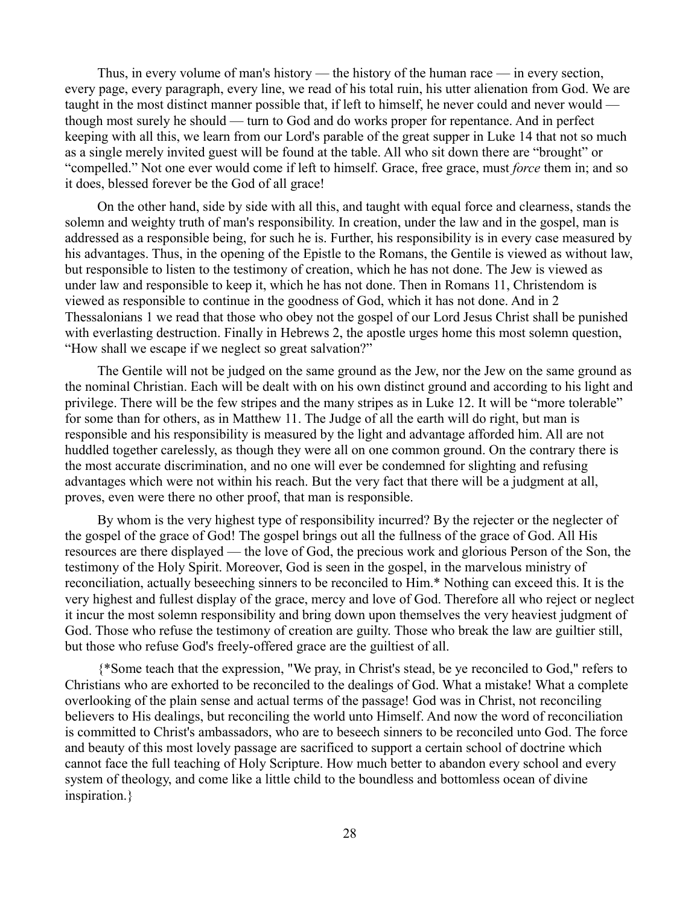Thus, in every volume of man's history — the history of the human race — in every section, every page, every paragraph, every line, we read of his total ruin, his utter alienation from God. We are taught in the most distinct manner possible that, if left to himself, he never could and never would — though most surely he should — turn to God and do works proper for repentance. And in perfect keeping with all this, we learn from our Lord's parable of the great supper in Luke 14 that not so much as a single merely invited guest will be found at the table. All who sit down there are "brought" or "compelled." Not one ever would come if left to himself. Grace, free grace, must *force* them in; and so it does, blessed forever be the God of all grace!

On the other hand, side by side with all this, and taught with equal force and clearness, stands the solemn and weighty truth of man's responsibility. In creation, under the law and in the gospel, man is addressed as a responsible being, for such he is. Further, his responsibility is in every case measured by his advantages. Thus, in the opening of the Epistle to the Romans, the Gentile is viewed as without law, but responsible to listen to the testimony of creation, which he has not done. The Jew is viewed as under law and responsible to keep it, which he has not done. Then in Romans 11, Christendom is viewed as responsible to continue in the goodness of God, which it has not done. And in 2 Thessalonians 1 we read that those who obey not the gospel of our Lord Jesus Christ shall be punished with everlasting destruction. Finally in Hebrews 2, the apostle urges home this most solemn question, "How shall we escape if we neglect so great salvation?"

The Gentile will not be judged on the same ground as the Jew, nor the Jew on the same ground as the nominal Christian. Each will be dealt with on his own distinct ground and according to his light and privilege. There will be the few stripes and the many stripes as in Luke 12. It will be "more tolerable" for some than for others, as in Matthew 11. The Judge of all the earth will do right, but man is responsible and his responsibility is measured by the light and advantage afforded him. All are not huddled together carelessly, as though they were all on one common ground. On the contrary there is the most accurate discrimination, and no one will ever be condemned for slighting and refusing advantages which were not within his reach. But the very fact that there will be a judgment at all, proves, even were there no other proof, that man is responsible.

By whom is the very highest type of responsibility incurred? By the rejecter or the neglecter of the gospel of the grace of God! The gospel brings out all the fullness of the grace of God. All His resources are there displayed — the love of God, the precious work and glorious Person of the Son, the testimony of the Holy Spirit. Moreover, God is seen in the gospel, in the marvelous ministry of reconciliation, actually beseeching sinners to be reconciled to Him.* Nothing can exceed this. It is the very highest and fullest display of the grace, mercy and love of God. Therefore all who reject or neglect it incur the most solemn responsibility and bring down upon themselves the very heaviest judgment of God. Those who refuse the testimony of creation are guilty. Those who break the law are guiltier still, but those who refuse God's freely-offered grace are the guiltiest of all.

{*Some teach that the expression, "We pray, in Christ's stead, be ye reconciled to God," refers to Christians who are exhorted to be reconciled to the dealings of God. What a mistake! What a complete overlooking of the plain sense and actual terms of the passage! God was in Christ, not reconciling believers to His dealings, but reconciling the world unto Himself. And now the word of reconciliation is committed to Christ's ambassadors, who are to beseech sinners to be reconciled unto God. The force and beauty of this most lovely passage are sacrificed to support a certain school of doctrine which cannot face the full teaching of Holy Scripture. How much better to abandon every school and every system of theology, and come like a little child to the boundless and bottomless ocean of divine inspiration.}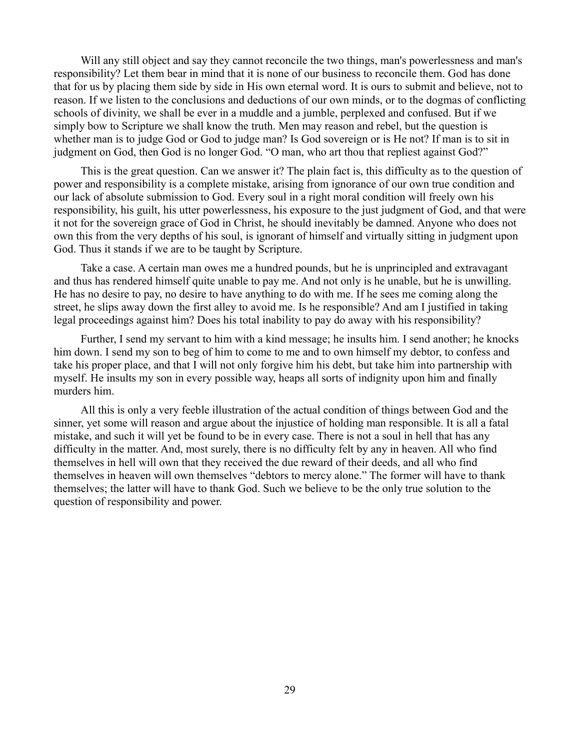Will any still object and say they cannot reconcile the two things, man's powerlessness and man's responsibility? Let them bear in mind that it is none of our business to reconcile them. God has done that for us by placing them side by side in His own eternal word. It is ours to submit and believe, not to reason. If we listen to the conclusions and deductions of our own minds, or to the dogmas of conflicting schools of divinity, we shall be ever in a muddle and a jumble, perplexed and confused. But if we simply bow to Scripture we shall know the truth. Men may reason and rebel, but the question is whether man is to judge God or God to judge man? Is God sovereign or is He not? If man is to sit in judgment on God, then God is no longer God. "O man, who art thou that repliest against God?"

This is the great question. Can we answer it? The plain fact is, this difficulty as to the question of power and responsibility is a complete mistake, arising from ignorance of our own true condition and our lack of absolute submission to God. Every soul in a right moral condition will freely own his responsibility, his guilt, his utter powerlessness, his exposure to the just judgment of God, and that were it not for the sovereign grace of God in Christ, he should inevitably be damned. Anyone who does not own this from the very depths of his soul, is ignorant of himself and virtually sitting in judgment upon God. Thus it stands if we are to be taught by Scripture.

Take a case. A certain man owes me a hundred pounds, but he is unprincipled and extravagant and thus has rendered himself quite unable to pay me. And not only is he unable, but he is unwilling. He has no desire to pay, no desire to have anything to do with me. If he sees me coming along the street, he slips away down the first alley to avoid me. Is he responsible? And am I justified in taking legal proceedings against him? Does his total inability to pay do away with his responsibility?

Further, I send my servant to him with a kind message; he insults him. I send another; he knocks him down. I send my son to beg of him to come to me and to own himself my debtor, to confess and take his proper place, and that I will not only forgive him his debt, but take him into partnership with myself. He insults my son in every possible way, heaps all sorts of indignity upon him and finally murders him.

All this is only a very feeble illustration of the actual condition of things between God and the sinner, yet some will reason and argue about the injustice of holding man responsible. It is all a fatal mistake, and such it will yet be found to be in every case. There is not a soul in hell that has any difficulty in the matter. And, most surely, there is no difficulty felt by any in heaven. All who find themselves in hell will own that they received the due reward of their deeds, and all who find themselves in heaven will own themselves "debtors to mercy alone." The former will have to thank themselves; the latter will have to thank God. Such we believe to be the only true solution to the question of responsibility and power.